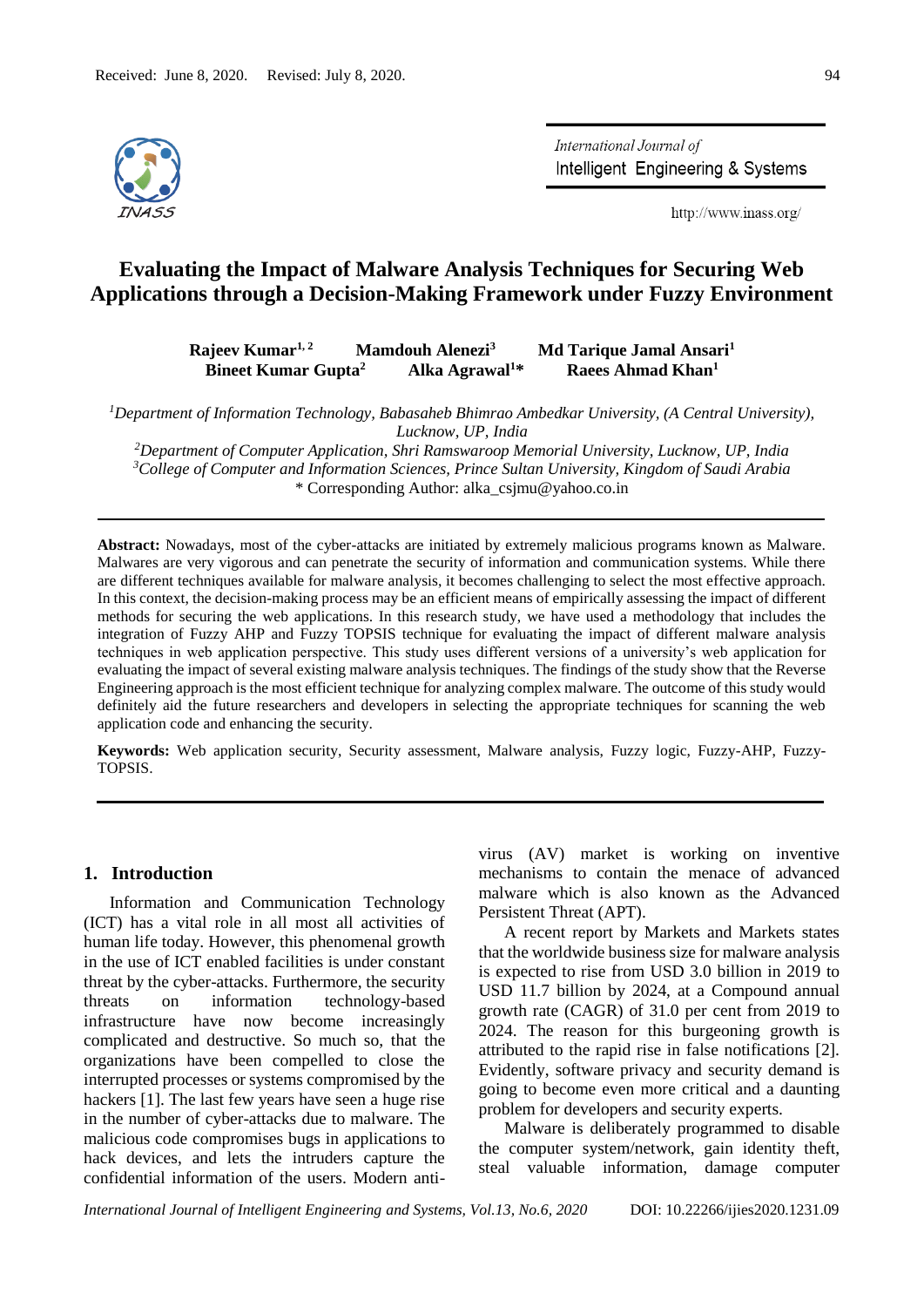Received: June 8, 2020. Revised: July 8, 2020.

# Evaluating the Impact of Malware Analysis Techniques for Securing Web Applications through a Decision-Making Framework under Fuzzy Environment

**Rajeev Kumar[1, 2] Mamdouh Alenezi[3] Md Tarique Jamal Ansari[1] Bineet Kumar Gupta[2] Alka Agrawal[1]* Raees Ahmad Khan[1]**

[1]*Department of Information Technology, Babasaheb Bhimrao Ambedkar University, (A Central University), Lucknow, UP, India*
[2]*Department of Computer Application, Shri Ramswaroop Memorial University, Lucknow, UP, India*
[3]*College of Computer and Information Sciences, Prince Sultan University, Kingdom of Saudi Arabia*
\* Corresponding Author: alka_csjmu@yahoo.co.in

**Abstract:** Nowadays, most of the cyber-attacks are initiated by extremely malicious programs known as Malware. Malwares are very vigorous and can penetrate the security of information and communication systems. While there are different techniques available for malware analysis, it becomes challenging to select the most effective approach. In this context, the decision-making process may be an efficient means of empirically assessing the impact of different methods for securing the web applications. In this research study, we have used a methodology that includes the integration of Fuzzy AHP and Fuzzy TOPSIS technique for evaluating the impact of different malware analysis techniques in web application perspective. This study uses different versions of a university's web application for evaluating the impact of several existing malware analysis techniques. The findings of the study show that the Reverse Engineering approach is the most efficient technique for analyzing complex malware. The outcome of this study would definitely aid the future researchers and developers in selecting the appropriate techniques for scanning the web application code and enhancing the security.

**Keywords:** Web application security, Security assessment, Malware analysis, Fuzzy logic, Fuzzy-AHP, Fuzzy-TOPSIS.

## 1. Introduction

Information and Communication Technology (ICT) has a vital role in all most all activities of human life today. However, this phenomenal growth in the use of ICT enabled facilities is under constant threat by the cyber-attacks. Furthermore, the security threats on information technology-based infrastructure have now become increasingly complicated and destructive. So much so, that the organizations have been compelled to close the interrupted processes or systems compromised by the hackers [1]. The last few years have seen a huge rise in the number of cyber-attacks due to malware. The malicious code compromises bugs in applications to hack devices, and lets the intruders capture the confidential information of the users. Modern anti-virus (AV) market is working on inventive mechanisms to contain the menace of advanced malware which is also known as the Advanced Persistent Threat (APT).

A recent report by Markets and Markets states that the worldwide business size for malware analysis is expected to rise from USD 3.0 billion in 2019 to USD 11.7 billion by 2024, at a Compound annual growth rate (CAGR) of 31.0 per cent from 2019 to 2024. The reason for this burgeoning growth is attributed to the rapid rise in false notifications [2]. Evidently, software privacy and security demand is going to become even more critical and a daunting problem for developers and security experts.

Malware is deliberately programmed to disable the computer system/network, gain identity theft, steal valuable information, damage computer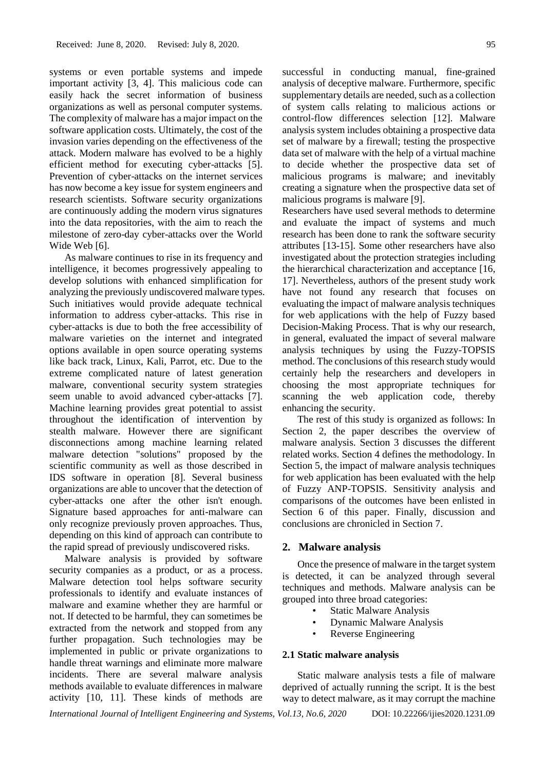systems or even portable systems and impede important activity [3, 4]. This malicious code can easily hack the secret information of business organizations as well as personal computer systems. The complexity of malware has a major impact on the software application costs. Ultimately, the cost of the invasion varies depending on the effectiveness of the attack. Modern malware has evolved to be a highly efficient method for executing cyber-attacks [5]. Prevention of cyber-attacks on the internet services has now become a key issue for system engineers and research scientists. Software security organizations are continuously adding the modern virus signatures into the data repositories, with the aim to reach the milestone of zero-day cyber-attacks over the World Wide Web [6].

As malware continues to rise in its frequency and intelligence, it becomes progressively appealing to develop solutions with enhanced simplification for analyzing the previously undiscovered malware types. Such initiatives would provide adequate technical information to address cyber-attacks. This rise in cyber-attacks is due to both the free accessibility of malware varieties on the internet and integrated options available in open source operating systems like back track, Linux, Kali, Parrot, etc. Due to the extreme complicated nature of latest generation malware, conventional security system strategies seem unable to avoid advanced cyber-attacks [7]. Machine learning provides great potential to assist throughout the identification of intervention by stealth malware. However there are significant disconnections among machine learning related malware detection "solutions" proposed by the scientific community as well as those described in IDS software in operation [8]. Several business organizations are able to uncover that the detection of cyber-attacks one after the other isn't enough. Signature based approaches for anti-malware can only recognize previously proven approaches. Thus, depending on this kind of approach can contribute to the rapid spread of previously undiscovered risks.

Malware analysis is provided by software security companies as a product, or as a process. Malware detection tool helps software security professionals to identify and evaluate instances of malware and examine whether they are harmful or not. If detected to be harmful, they can sometimes be extracted from the network and stopped from any further propagation. Such technologies may be implemented in public or private organizations to handle threat warnings and eliminate more malware incidents. There are several malware analysis methods available to evaluate differences in malware activity [10, 11]. These kinds of methods are successful in conducting manual, fine-grained analysis of deceptive malware. Furthermore, specific supplementary details are needed, such as a collection of system calls relating to malicious actions or control-flow differences selection [12]. Malware analysis system includes obtaining a prospective data set of malware by a firewall; testing the prospective data set of malware with the help of a virtual machine to decide whether the prospective data set of malicious programs is malware; and inevitably creating a signature when the prospective data set of malicious programs is malware [9].

Researchers have used several methods to determine and evaluate the impact of systems and much research has been done to rank the software security attributes [13-15]. Some other researchers have also investigated about the protection strategies including the hierarchical characterization and acceptance [16, 17]. Nevertheless, authors of the present study work have not found any research that focuses on evaluating the impact of malware analysis techniques for web applications with the help of Fuzzy based Decision-Making Process. That is why our research, in general, evaluated the impact of several malware analysis techniques by using the Fuzzy-TOPSIS method. The conclusions of this research study would certainly help the researchers and developers in choosing the most appropriate techniques for scanning the web application code, thereby enhancing the security.

The rest of this study is organized as follows: In Section 2, the paper describes the overview of malware analysis. Section 3 discusses the different related works. Section 4 defines the methodology. In Section 5, the impact of malware analysis techniques for web application has been evaluated with the help of Fuzzy ANP-TOPSIS. Sensitivity analysis and comparisons of the outcomes have been enlisted in Section 6 of this paper. Finally, discussion and conclusions are chronicled in Section 7.

## 2. Malware analysis

Once the presence of malware in the target system is detected, it can be analyzed through several techniques and methods. Malware analysis can be grouped into three broad categories:

- Static Malware Analysis
- Dynamic Malware Analysis
- Reverse Engineering

### 2.1 Static malware analysis

Static malware analysis tests a file of malware deprived of actually running the script. It is the best way to detect malware, as it may corrupt the machine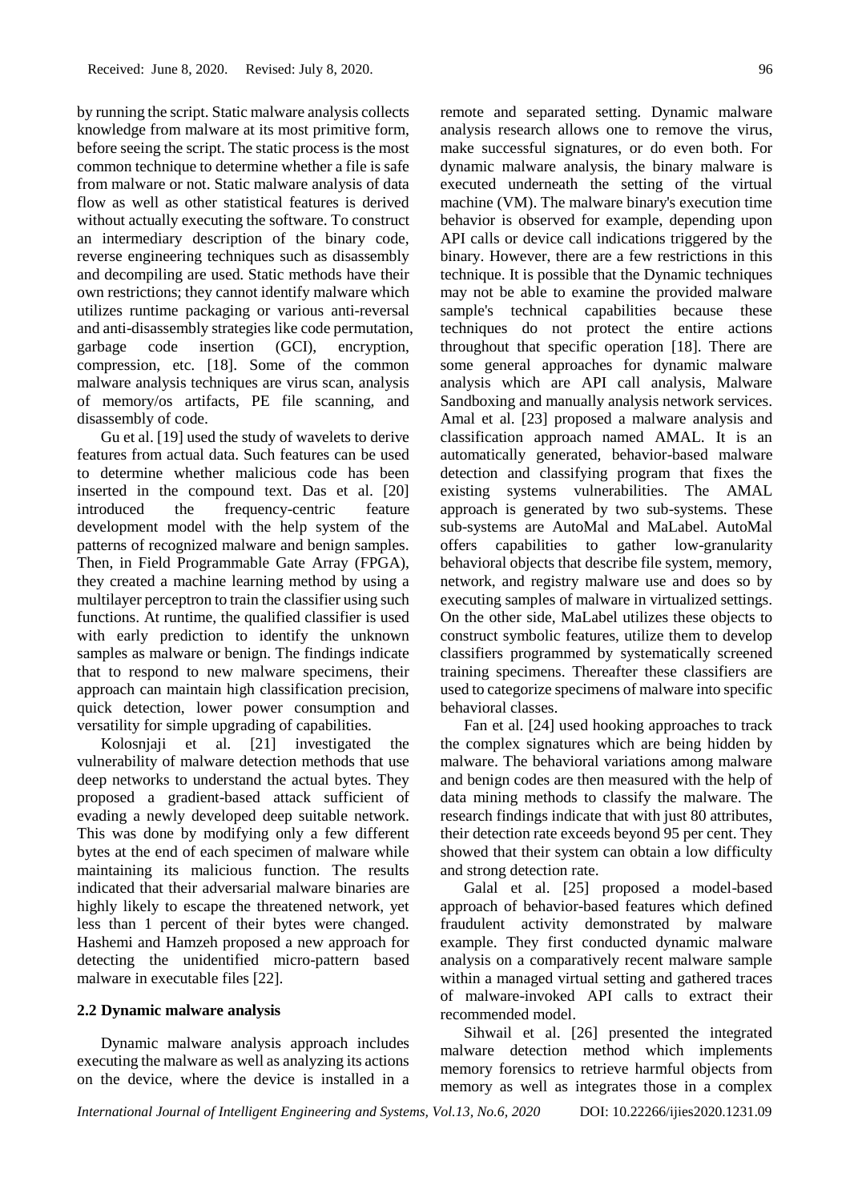by running the script. Static malware analysis collects knowledge from malware at its most primitive form, before seeing the script. The static process is the most common technique to determine whether a file is safe from malware or not. Static malware analysis of data flow as well as other statistical features is derived without actually executing the software. To construct an intermediary description of the binary code, reverse engineering techniques such as disassembly and decompiling are used. Static methods have their own restrictions; they cannot identify malware which utilizes runtime packaging or various anti-reversal and anti-disassembly strategies like code permutation, garbage code insertion (GCI), encryption, compression, etc. [18]. Some of the common malware analysis techniques are virus scan, analysis of memory/os artifacts, PE file scanning, and disassembly of code.

Gu et al. [19] used the study of wavelets to derive features from actual data. Such features can be used to determine whether malicious code has been inserted in the compound text. Das et al. [20] introduced the frequency-centric feature development model with the help system of the patterns of recognized malware and benign samples. Then, in Field Programmable Gate Array (FPGA), they created a machine learning method by using a multilayer perceptron to train the classifier using such functions. At runtime, the qualified classifier is used with early prediction to identify the unknown samples as malware or benign. The findings indicate that to respond to new malware specimens, their approach can maintain high classification precision, quick detection, lower power consumption and versatility for simple upgrading of capabilities.

Kolosnjaji et al. [21] investigated the vulnerability of malware detection methods that use deep networks to understand the actual bytes. They proposed a gradient-based attack sufficient of evading a newly developed deep suitable network. This was done by modifying only a few different bytes at the end of each specimen of malware while maintaining its malicious function. The results indicated that their adversarial malware binaries are highly likely to escape the threatened network, yet less than 1 percent of their bytes were changed. Hashemi and Hamzeh proposed a new approach for detecting the unidentified micro-pattern based malware in executable files [22].

### 2.2 Dynamic malware analysis

Dynamic malware analysis approach includes executing the malware as well as analyzing its actions on the device, where the device is installed in a remote and separated setting. Dynamic malware analysis research allows one to remove the virus, make successful signatures, or do even both. For dynamic malware analysis, the binary malware is executed underneath the setting of the virtual machine (VM). The malware binary's execution time behavior is observed for example, depending upon API calls or device call indications triggered by the binary. However, there are a few restrictions in this technique. It is possible that the Dynamic techniques may not be able to examine the provided malware sample's technical capabilities because these techniques do not protect the entire actions throughout that specific operation [18]. There are some general approaches for dynamic malware analysis which are API call analysis, Malware Sandboxing and manually analysis network services. Amal et al. [23] proposed a malware analysis and classification approach named AMAL. It is an automatically generated, behavior-based malware detection and classifying program that fixes the existing systems vulnerabilities. The AMAL approach is generated by two sub-systems. These sub-systems are AutoMal and MaLabel. AutoMal offers capabilities to gather low-granularity behavioral objects that describe file system, memory, network, and registry malware use and does so by executing samples of malware in virtualized settings. On the other side, MaLabel utilizes these objects to construct symbolic features, utilize them to develop classifiers programmed by systematically screened training specimens. Thereafter these classifiers are used to categorize specimens of malware into specific behavioral classes.

Fan et al. [24] used hooking approaches to track the complex signatures which are being hidden by malware. The behavioral variations among malware and benign codes are then measured with the help of data mining methods to classify the malware. The research findings indicate that with just 80 attributes, their detection rate exceeds beyond 95 per cent. They showed that their system can obtain a low difficulty and strong detection rate.

Galal et al. [25] proposed a model-based approach of behavior-based features which defined fraudulent activity demonstrated by malware example. They first conducted dynamic malware analysis on a comparatively recent malware sample within a managed virtual setting and gathered traces of malware-invoked API calls to extract their recommended model.

Sihwail et al. [26] presented the integrated malware detection method which implements memory forensics to retrieve harmful objects from memory as well as integrates those in a complex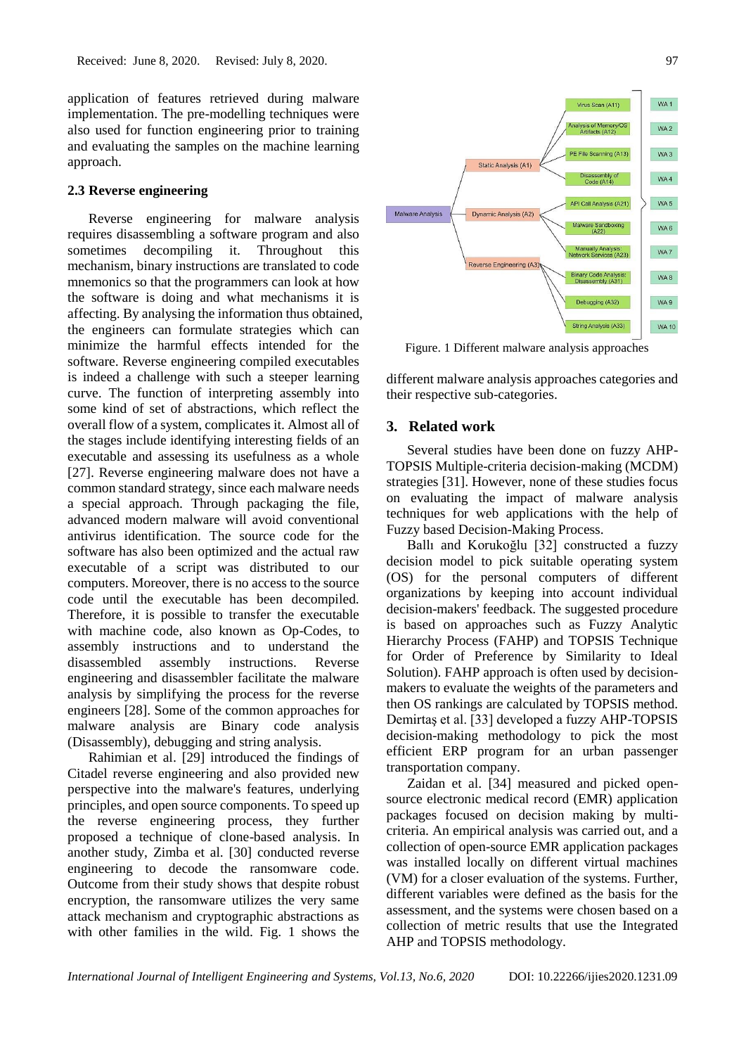application of features retrieved during malware implementation. The pre-modelling techniques were also used for function engineering prior to training and evaluating the samples on the machine learning approach.

### 2.3 Reverse engineering

Reverse engineering for malware analysis requires disassembling a software program and also sometimes decompiling it. Throughout this mechanism, binary instructions are translated to code mnemonics so that the programmers can look at how the software is doing and what mechanisms it is affecting. By analysing the information thus obtained, the engineers can formulate strategies which can minimize the harmful effects intended for the software. Reverse engineering compiled executables is indeed a challenge with such a steeper learning curve. The function of interpreting assembly into some kind of set of abstractions, which reflect the overall flow of a system, complicates it. Almost all of the stages include identifying interesting fields of an executable and assessing its usefulness as a whole [27]. Reverse engineering malware does not have a common standard strategy, since each malware needs a special approach. Through packaging the file, advanced modern malware will avoid conventional antivirus identification. The source code for the software has also been optimized and the actual raw executable of a script was distributed to our computers. Moreover, there is no access to the source code until the executable has been decompiled. Therefore, it is possible to transfer the executable with machine code, also known as Op-Codes, to assembly instructions and to understand the disassembled assembly instructions. Reverse engineering and disassembler facilitate the malware analysis by simplifying the process for the reverse engineers [28]. Some of the common approaches for malware analysis are Binary code analysis (Disassembly), debugging and string analysis.

Rahimian et al. [29] introduced the findings of Citadel reverse engineering and also provided new perspective into the malware's features, underlying principles, and open source components. To speed up the reverse engineering process, they further proposed a technique of clone-based analysis. In another study, Zimba et al. [30] conducted reverse engineering to decode the ransomware code. Outcome from their study shows that despite robust encryption, the ransomware utilizes the very same attack mechanism and cryptographic abstractions as with other families in the wild. Fig. 1 shows the different malware analysis approaches categories and their respective sub-categories.

Malware Analysis
- Static Analysis (A1)
  - Virus Scan (A11) — WA 1
  - Analysis of Memory/OS Artifacts (A12) — WA 2
  - PE File Scanning (A13) — WA 3
  - Disassembly of Code (A14) — WA 4
- Dynamic Analysis (A2)
  - API Call Analysis (A21) — WA 5
  - Malware Sandboxing (A22) — WA 6
  - Manually Analysis: Network Services (A23) — WA 7
- Reverse Engineering (A3)
  - Binary Code Analysis: Disassembly (A31) — WA 8
  - Debugging (A32) — WA 9
  - String Analysis (A33) — WA 10

Figure. 1 Different malware analysis approaches

## 3. Related work

Several studies have been done on fuzzy AHP-TOPSIS Multiple-criteria decision-making (MCDM) strategies [31]. However, none of these studies focus on evaluating the impact of malware analysis techniques for web applications with the help of Fuzzy based Decision-Making Process.

Ballı and Korukoğlu [32] constructed a fuzzy decision model to pick suitable operating system (OS) for the personal computers of different organizations by keeping into account individual decision-makers' feedback. The suggested procedure is based on approaches such as Fuzzy Analytic Hierarchy Process (FAHP) and TOPSIS Technique for Order of Preference by Similarity to Ideal Solution). FAHP approach is often used by decision-makers to evaluate the weights of the parameters and then OS rankings are calculated by TOPSIS method. Demirtaş et al. [33] developed a fuzzy AHP-TOPSIS decision-making methodology to pick the most efficient ERP program for an urban passenger transportation company.

Zaidan et al. [34] measured and picked open-source electronic medical record (EMR) application packages focused on decision making by multi-criteria. An empirical analysis was carried out, and a collection of open-source EMR application packages was installed locally on different virtual machines (VM) for a closer evaluation of the systems. Further, different variables were defined as the basis for the assessment, and the systems were chosen based on a collection of metric results that use the Integrated AHP and TOPSIS methodology.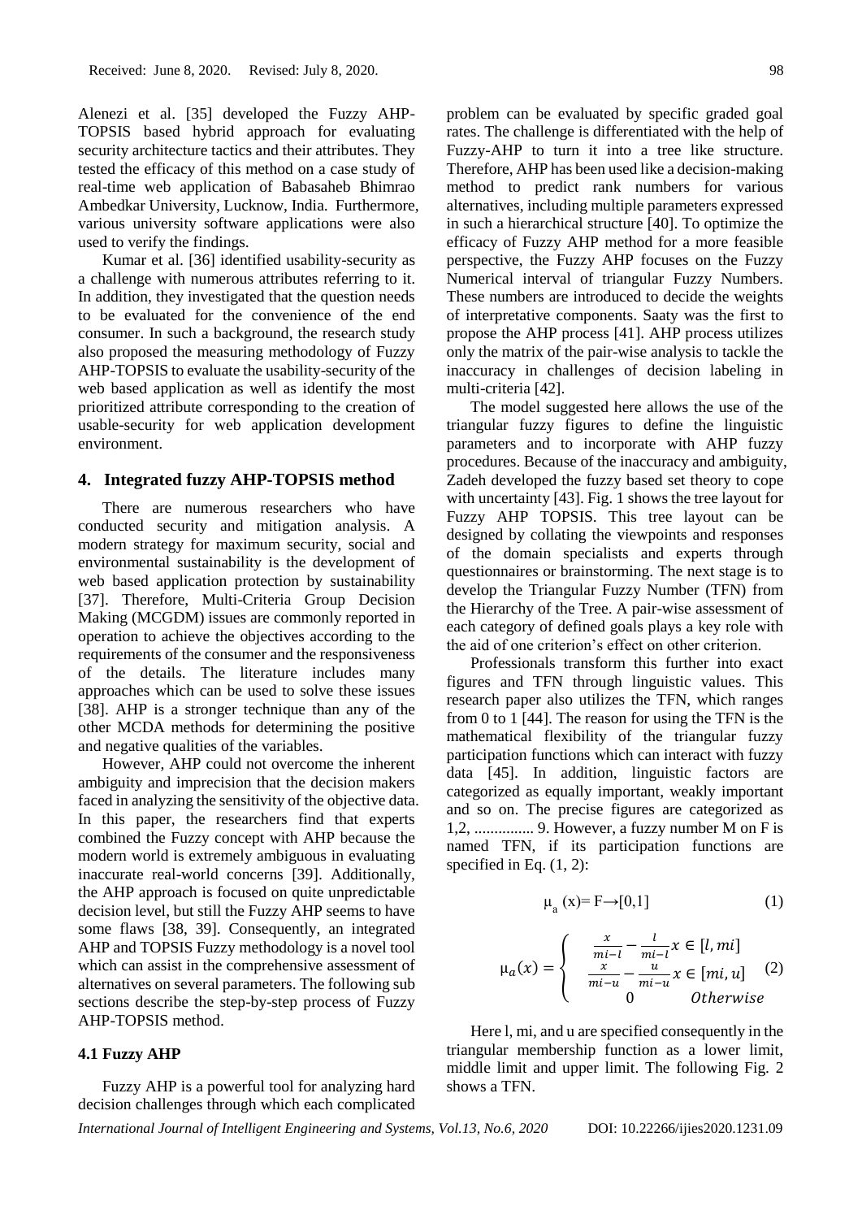Alenezi et al. [35] developed the Fuzzy AHP-TOPSIS based hybrid approach for evaluating security architecture tactics and their attributes. They tested the efficacy of this method on a case study of real-time web application of Babasaheb Bhimrao Ambedkar University, Lucknow, India. Furthermore, various university software applications were also used to verify the findings.

Kumar et al. [36] identified usability-security as a challenge with numerous attributes referring to it. In addition, they investigated that the question needs to be evaluated for the convenience of the end consumer. In such a background, the research study also proposed the measuring methodology of Fuzzy AHP-TOPSIS to evaluate the usability-security of the web based application as well as identify the most prioritized attribute corresponding to the creation of usable-security for web application development environment.

## 4. Integrated fuzzy AHP-TOPSIS method

There are numerous researchers who have conducted security and mitigation analysis. A modern strategy for maximum security, social and environmental sustainability is the development of web based application protection by sustainability [37]. Therefore, Multi-Criteria Group Decision Making (MCGDM) issues are commonly reported in operation to achieve the objectives according to the requirements of the consumer and the responsiveness of the details. The literature includes many approaches which can be used to solve these issues [38]. AHP is a stronger technique than any of the other MCDA methods for determining the positive and negative qualities of the variables.

However, AHP could not overcome the inherent ambiguity and imprecision that the decision makers faced in analyzing the sensitivity of the objective data. In this paper, the researchers find that experts combined the Fuzzy concept with AHP because the modern world is extremely ambiguous in evaluating inaccurate real-world concerns [39]. Additionally, the AHP approach is focused on quite unpredictable decision level, but still the Fuzzy AHP seems to have some flaws [38, 39]. Consequently, an integrated AHP and TOPSIS Fuzzy methodology is a novel tool which can assist in the comprehensive assessment of alternatives on several parameters. The following sub sections describe the step-by-step process of Fuzzy AHP-TOPSIS method.

### 4.1 Fuzzy AHP

Fuzzy AHP is a powerful tool for analyzing hard decision challenges through which each complicated problem can be evaluated by specific graded goal rates. The challenge is differentiated with the help of Fuzzy-AHP to turn it into a tree like structure. Therefore, AHP has been used like a decision-making method to predict rank numbers for various alternatives, including multiple parameters expressed in such a hierarchical structure [40]. To optimize the efficacy of Fuzzy AHP method for a more feasible perspective, the Fuzzy AHP focuses on the Fuzzy Numerical interval of triangular Fuzzy Numbers. These numbers are introduced to decide the weights of interpretative components. Saaty was the first to propose the AHP process [41]. AHP process utilizes only the matrix of the pair-wise analysis to tackle the inaccuracy in challenges of decision labeling in multi-criteria [42].

The model suggested here allows the use of the triangular fuzzy figures to define the linguistic parameters and to incorporate with AHP fuzzy procedures. Because of the inaccuracy and ambiguity, Zadeh developed the fuzzy based set theory to cope with uncertainty [43]. Fig. 1 shows the tree layout for Fuzzy AHP TOPSIS. This tree layout can be designed by collating the viewpoints and responses of the domain specialists and experts through questionnaires or brainstorming. The next stage is to develop the Triangular Fuzzy Number (TFN) from the Hierarchy of the Tree. A pair-wise assessment of each category of defined goals plays a key role with the aid of one criterion's effect on other criterion.

Professionals transform this further into exact figures and TFN through linguistic values. This research paper also utilizes the TFN, which ranges from 0 to 1 [44]. The reason for using the TFN is the mathematical flexibility of the triangular fuzzy participation functions which can interact with fuzzy data [45]. In addition, linguistic factors are categorized as equally important, weakly important and so on. The precise figures are categorized as 1,2, ............... 9. However, a fuzzy number M on F is named TFN, if its participation functions are specified in Eq. (1, 2):

$$\mu_a(x) = F \rightarrow [0,1] \tag{1}$$

$$\mu_a(x) = \begin{cases} \frac{x}{mi-l} - \frac{l}{mi-l} x \in [l, mi] \\ \frac{x}{mi-u} - \frac{u}{mi-u} x \in [mi, u] \\ 0 \quad\quad Otherwise \end{cases} \tag{2}$$

Here l, mi, and u are specified consequently in the triangular membership function as a lower limit, middle limit and upper limit. The following Fig. 2 shows a TFN.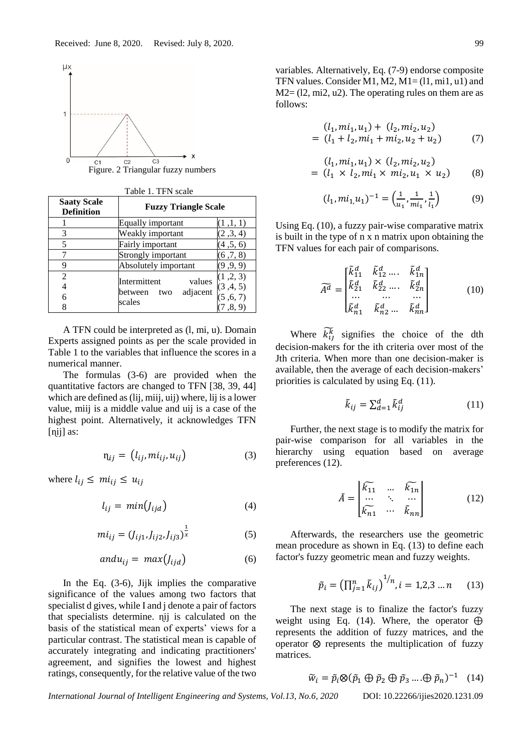Figure. 2 Triangular fuzzy numbers

Table 1. TFN scale

| Saaty Scale Definition | Fuzzy Triangle Scale | |
|---|---|---|
| 1 | Equally important | (1 ,1, 1) |
| 3 | Weakly important | (2 ,3, 4) |
| 5 | Fairly important | (4 ,5, 6) |
| 7 | Strongly important | (6 ,7, 8) |
| 9 | Absolutely important | (9 ,9, 9) |
| 2<br>4<br>6<br>8 | Intermittent values between two adjacent scales | (1 ,2, 3)<br>(3 ,4, 5)<br>(5 ,6, 7)<br>(7 ,8, 9) |

A TFN could be interpreted as (l, mi, u). Domain Experts assigned points as per the scale provided in Table 1 to the variables that influence the scores in a numerical manner.

The formulas (3-6) are provided when the quantitative factors are changed to TFN [38, 39, 44] which are defined as (lij, miij, uij) where, lij is a lower value, miij is a middle value and uij is a case of the highest point. Alternatively, it acknowledges TFN [ɳij] as:

$$ɳ_{ij} = (l_{ij}, mi_{ij}, u_{ij}) \tag{3}$$

where $l_{ij} \leq mi_{ij} \leq u_{ij}$

$$l_{ij} = min(J_{ijd}) \tag{4}$$

$$mi_{ij} = (J_{ij1}, J_{ij2}, J_{ij3})^{\frac{1}{x}} \tag{5}$$

$$and u_{ij} = max(J_{ijd}) \tag{6}$$

In the Eq. (3-6), Jijk implies the comparative significance of the values among two factors that specialist d gives, while I and j denote a pair of factors that specialists determine. ɳij is calculated on the basis of the statistical mean of experts' views for a particular contrast. The statistical mean is capable of accurately integrating and indicating practitioners' agreement, and signifies the lowest and highest ratings, consequently, for the relative value of the two variables. Alternatively, Eq. (7-9) endorse composite TFN values. Consider M1, M2, M1= (l1, mi1, u1) and M2= (l2, mi2, u2). The operating rules on them are as follows:

$$(l_1, mi_1, u_1) + (l_2, mi_2, u_2) = (l_1 + l_2, mi_1 + mi_2, u_2 + u_2) \tag{7}$$

$$(l_1, mi_1, u_1) \times (l_2, mi_2, u_2) = (l_1 \times l_2, mi_1 \times mi_2, u_1 \times u_2) \tag{8}$$

$$(l_1, mi_1, u_1)^{-1} = \left(\frac{1}{u_1}, \frac{1}{mi_1}, \frac{1}{l_1}\right) \tag{9}$$

Using Eq. (10), a fuzzy pair-wise comparative matrix is built in the type of n x n matrix upon obtaining the TFN values for each pair of comparisons.

$$\widetilde{A^d} = \begin{bmatrix} \tilde{k}_{11}^d & \tilde{k}_{12}^d \dots & \tilde{k}_{1n}^d \\ \tilde{k}_{21}^d & \tilde{k}_{22}^d \dots & \tilde{k}_{2n}^d \\ \dots & \dots & \dots \\ \tilde{k}_{n1}^d & \tilde{k}_{n2}^d \dots & \tilde{k}_{nn}^d \end{bmatrix} \tag{10}$$

Where $\widetilde{k_{ij}^k}$ signifies the choice of the dth decision-makers for the ith criteria over most of the Jth criteria. When more than one decision-maker is available, then the average of each decision-makers' priorities is calculated by using Eq. (11).

$$\tilde{k}_{ij} = \sum_{d=1}^{d} \tilde{k}_{ij}^d \tag{11}$$

Further, the next stage is to modify the matrix for pair-wise comparison for all variables in the hierarchy using equation based on average preferences (12).

$$\tilde{A} = \begin{vmatrix} \widetilde{k_{11}} & \dots & \widetilde{k_{1n}} \\ \dots & \ddots & \dots \\ \widetilde{k_{n1}} & \dots & \widetilde{k_{nn}} \end{vmatrix} \tag{12}$$

Afterwards, the researchers use the geometric mean procedure as shown in Eq. (13) to define each factor's fuzzy geometric mean and fuzzy weights.

$$\tilde{p}_i = \left(\prod_{j=1}^{n} \tilde{k}_{ij}\right)^{1/n}, i = 1,2,3 \dots n \tag{13}$$

The next stage is to finalize the factor's fuzzy weight using Eq. (14). Where, the operator $\oplus$ represents the addition of fuzzy matrices, and the operator $\otimes$ represents the multiplication of fuzzy matrices.

$$\widetilde{w}_i = \tilde{p}_i \otimes (\tilde{p}_1 \oplus \tilde{p}_2 \oplus \tilde{p}_3 \dots \oplus \tilde{p}_n)^{-1} \tag{14}$$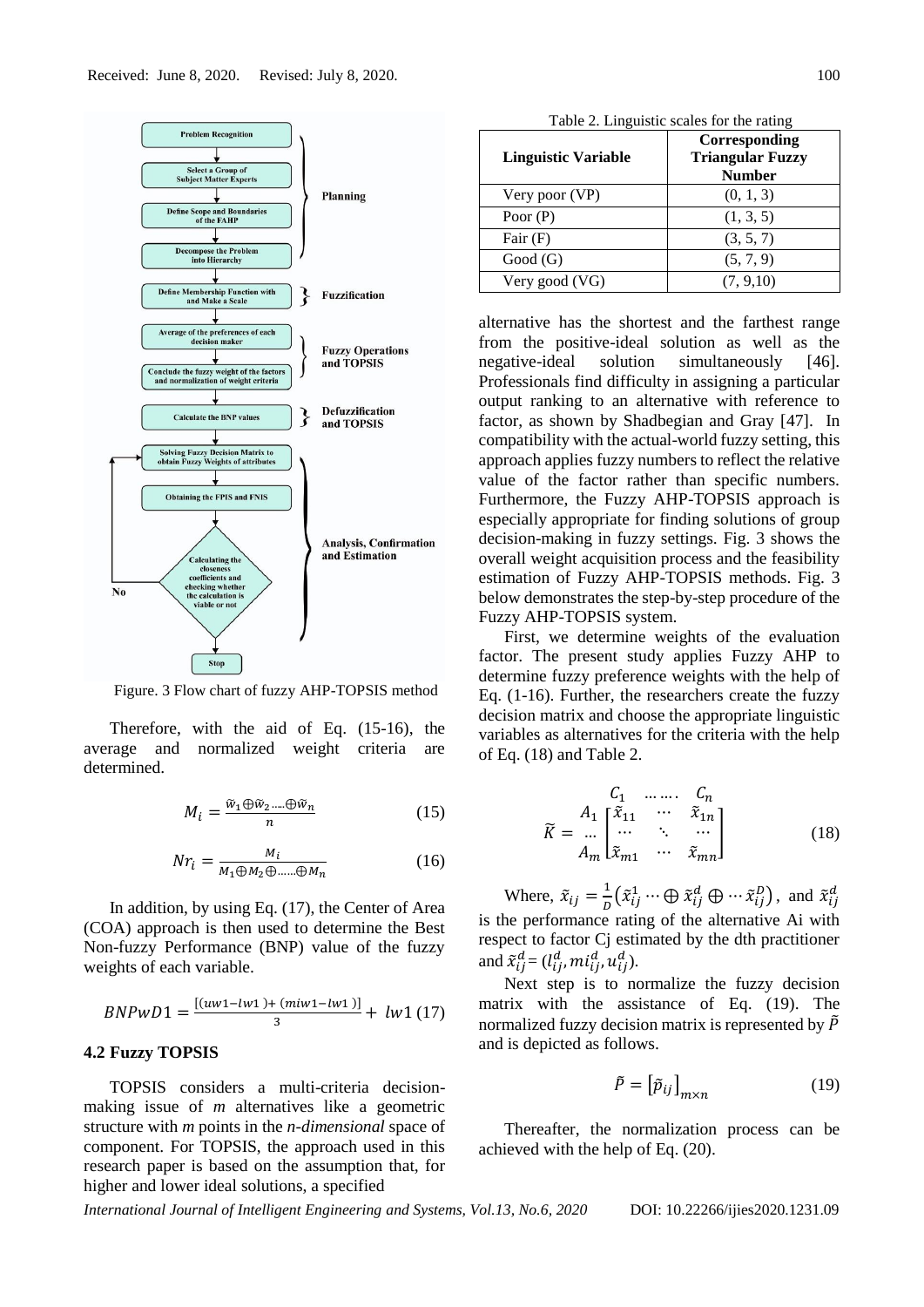Figure. 3 Flow chart of fuzzy AHP-TOPSIS method

Therefore, with the aid of Eq. (15-16), the average and normalized weight criteria are determined.

$$M_i = \frac{\tilde{w}_1 \oplus \tilde{w}_2 \ldots \oplus \tilde{w}_n}{n} \quad (15)$$

$$Nr_i = \frac{M_i}{M_1 \oplus M_2 \oplus \ldots \oplus M_n} \quad (16)$$

In addition, by using Eq. (17), the Center of Area (COA) approach is then used to determine the Best Non-fuzzy Performance (BNP) value of the fuzzy weights of each variable.

$$BNPwD1 = \frac{[(uw1 - lw1) + (miw1 - lw1)]}{3} + lw1 \quad (17)$$

### 4.2 Fuzzy TOPSIS

TOPSIS considers a multi-criteria decision-making issue of *m* alternatives like a geometric structure with *m* points in the *n-dimensional* space of component. For TOPSIS, the approach used in this research paper is based on the assumption that, for higher and lower ideal solutions, a specified alternative has the shortest and the farthest range from the positive-ideal solution as well as the negative-ideal solution simultaneously [46]. Professionals find difficulty in assigning a particular output ranking to an alternative with reference to factor, as shown by Shadbegian and Gray [47]. In compatibility with the actual-world fuzzy setting, this approach applies fuzzy numbers to reflect the relative value of the factor rather than specific numbers. Furthermore, the Fuzzy AHP-TOPSIS approach is especially appropriate for finding solutions of group decision-making in fuzzy settings. Fig. 3 shows the overall weight acquisition process and the feasibility estimation of Fuzzy AHP-TOPSIS methods. Fig. 3 below demonstrates the step-by-step procedure of the Fuzzy AHP-TOPSIS system.

Table 2. Linguistic scales for the rating

| Linguistic Variable | Corresponding Triangular Fuzzy Number |
|---|---|
| Very poor (VP) | (0, 1, 3) |
| Poor (P) | (1, 3, 5) |
| Fair (F) | (3, 5, 7) |
| Good (G) | (5, 7, 9) |
| Very good (VG) | (7, 9,10) |

First, we determine weights of the evaluation factor. The present study applies Fuzzy AHP to determine fuzzy preference weights with the help of Eq. (1-16). Further, the researchers create the fuzzy decision matrix and choose the appropriate linguistic variables as alternatives for the criteria with the help of Eq. (18) and Table 2.

$$\tilde{K} = \begin{array}{c} \\ A_1 \\ \ldots \\ A_m \end{array} \begin{array}{c} \begin{array}{ccc} C_1 & \ldots\ldots & C_n \end{array} \\ \begin{bmatrix} \tilde{x}_{11} & \cdots & \tilde{x}_{1n} \\ \cdots & \ddots & \cdots \\ \tilde{x}_{m1} & \cdots & \tilde{x}_{mn} \end{bmatrix} \end{array} \quad (18)$$

Where, $\tilde{x}_{ij} = \frac{1}{D}\left(\tilde{x}_{ij}^{1} \cdots \oplus \tilde{x}_{ij}^{d} \oplus \cdots \tilde{x}_{ij}^{D}\right)$, and $\tilde{x}_{ij}^{d}$ is the performance rating of the alternative Ai with respect to factor Cj estimated by the dth practitioner and $\tilde{x}_{ij}^{d} = (l_{ij}^{d}, mi_{ij}^{d}, u_{ij}^{d})$.

Next step is to normalize the fuzzy decision matrix with the assistance of Eq. (19). The normalized fuzzy decision matrix is represented by $\tilde{P}$ and is depicted as follows.

$$\tilde{P} = \left[\tilde{p}_{ij}\right]_{m \times n} \quad (19)$$

Thereafter, the normalization process can be achieved with the help of Eq. (20).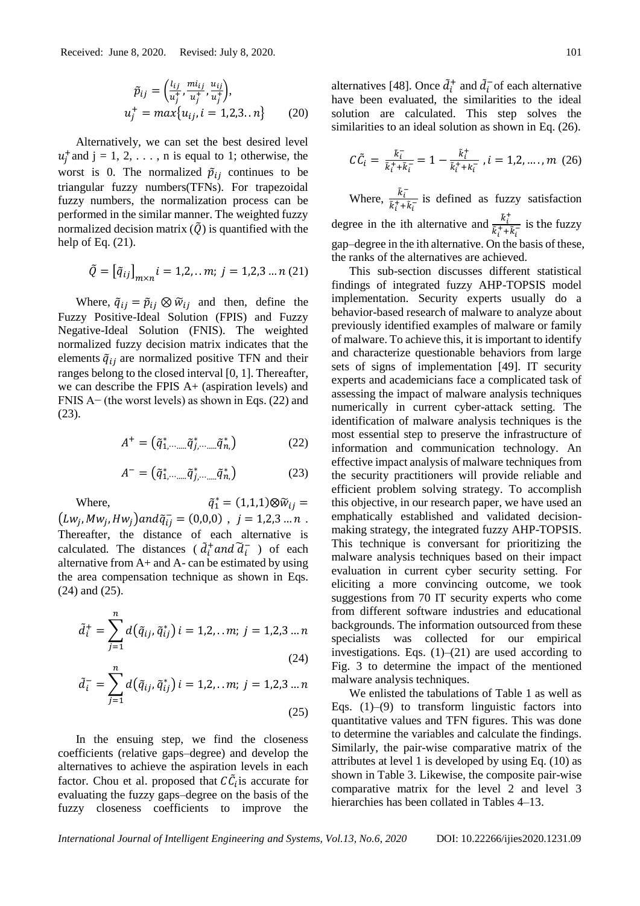$$\tilde{p}_{ij} = \left(\frac{l_{ij}}{u_j^+}, \frac{mi_{ij}}{u_j^+}, \frac{u_{ij}}{u_j^+}\right),$$
$$u_j^+ = max\{u_{ij}, i = 1,2,3..n\} \quad (20)$$

Alternatively, we can set the best desired level $u_j^+$ and j = 1, 2, . . . , n is equal to 1; otherwise, the worst is 0. The normalized $\tilde{p}_{ij}$ continues to be triangular fuzzy numbers(TFNs). For trapezoidal fuzzy numbers, the normalization process can be performed in the similar manner. The weighted fuzzy normalized decision matrix ($\tilde{Q}$) is quantified with the help of Eq. (21).

$$\tilde{Q} = [\tilde{q}_{ij}]_{m\times n} i = 1,2,..m;\ j = 1,2,3 \ldots n \quad (21)$$

Where, $\tilde{q}_{ij} = \tilde{p}_{ij} \otimes \tilde{w}_{ij}$ and then, define the Fuzzy Positive-Ideal Solution (FPIS) and Fuzzy Negative-Ideal Solution (FNIS). The weighted normalized fuzzy decision matrix indicates that the elements $\tilde{q}_{ij}$ are normalized positive TFN and their ranges belong to the closed interval [0, 1]. Thereafter, we can describe the FPIS A+ (aspiration levels) and FNIS A− (the worst levels) as shown in Eqs. (22) and (23).

$$A^+ = (\tilde{q}^*_{1,\cdots\ldots}\tilde{q}^*_{j,\cdots\ldots}\tilde{q}^*_{n,}) \quad (22)$$

$$A^- = (\tilde{q}^*_{1,\cdots\ldots}\tilde{q}^*_{j,\cdots\ldots}\tilde{q}^*_{n,}) \quad (23)$$

Where, $\tilde{q}_1^* = (1,1,1)\otimes\tilde{w}_{ij} = (Lw_j, Mw_j, Hw_j) and \tilde{q}_{ij}^- = (0,0,0)$ , $j = 1,2,3 \ldots n$ . Thereafter, the distance of each alternative is calculated. The distances ( $\tilde{d}_i^+ and\ \tilde{d}_i^-$ ) of each alternative from A+ and A- can be estimated by using the area compensation technique as shown in Eqs. (24) and (25).

$$\tilde{d}_i^+ = \sum_{j=1}^{n} d(\tilde{q}_{ij}, \tilde{q}_{ij}^*)\ i = 1,2,..m;\ j = 1,2,3 \ldots n \quad (24)$$

$$\tilde{d}_i^- = \sum_{j=1}^{n} d(\tilde{q}_{ij}, \tilde{q}_{ij}^*)\ i = 1,2,..m;\ j = 1,2,3 \ldots n \quad (25)$$

In the ensuing step, we find the closeness coefficients (relative gaps–degree) and develop the alternatives to achieve the aspiration levels in each factor. Chou et al. proposed that $C\tilde{C}_i$ is accurate for evaluating the fuzzy gaps–degree on the basis of the fuzzy closeness coefficients to improve the alternatives [48]. Once $\tilde{d}_i^+$ and $\tilde{d}_i^-$ of each alternative have been evaluated, the similarities to the ideal solution are calculated. This step solves the similarities to an ideal solution as shown in Eq. (26).

$$C\tilde{C}_i = \frac{\tilde{k}_i^-}{\tilde{k}_i^+ + \tilde{k}_i^-} = 1 - \frac{\tilde{k}_i^+}{\tilde{k}_i^+ + k_i^-}\ , i = 1,2, \ldots, m \quad (26)$$

Where, $\frac{\tilde{k}_i^-}{\tilde{k}_i^+ + \tilde{k}_i^-}$ is defined as fuzzy satisfaction degree in the ith alternative and $\frac{\tilde{k}_i^+}{\tilde{k}_i^+ + \tilde{k}_i^-}$ is the fuzzy gap–degree in the ith alternative. On the basis of these, the ranks of the alternatives are achieved.

This sub-section discusses different statistical findings of integrated fuzzy AHP-TOPSIS model implementation. Security experts usually do a behavior-based research of malware to analyze about previously identified examples of malware or family of malware. To achieve this, it is important to identify and characterize questionable behaviors from large sets of signs of implementation [49]. IT security experts and academicians face a complicated task of assessing the impact of malware analysis techniques numerically in current cyber-attack setting. The identification of malware analysis techniques is the most essential step to preserve the infrastructure of information and communication technology. An effective impact analysis of malware techniques from the security practitioners will provide reliable and efficient problem solving strategy. To accomplish this objective, in our research paper, we have used an emphatically established and validated decision-making strategy, the integrated fuzzy AHP-TOPSIS. This technique is conversant for prioritizing the malware analysis techniques based on their impact evaluation in current cyber security setting. For eliciting a more convincing outcome, we took suggestions from 70 IT security experts who come from different software industries and educational backgrounds. The information outsourced from these specialists was collected for our empirical investigations. Eqs. (1)–(21) are used according to Fig. 3 to determine the impact of the mentioned malware analysis techniques.

We enlisted the tabulations of Table 1 as well as Eqs. (1)–(9) to transform linguistic factors into quantitative values and TFN figures. This was done to determine the variables and calculate the findings. Similarly, the pair-wise comparative matrix of the attributes at level 1 is developed by using Eq. (10) as shown in Table 3. Likewise, the composite pair-wise comparative matrix for the level 2 and level 3 hierarchies has been collated in Tables 4–13.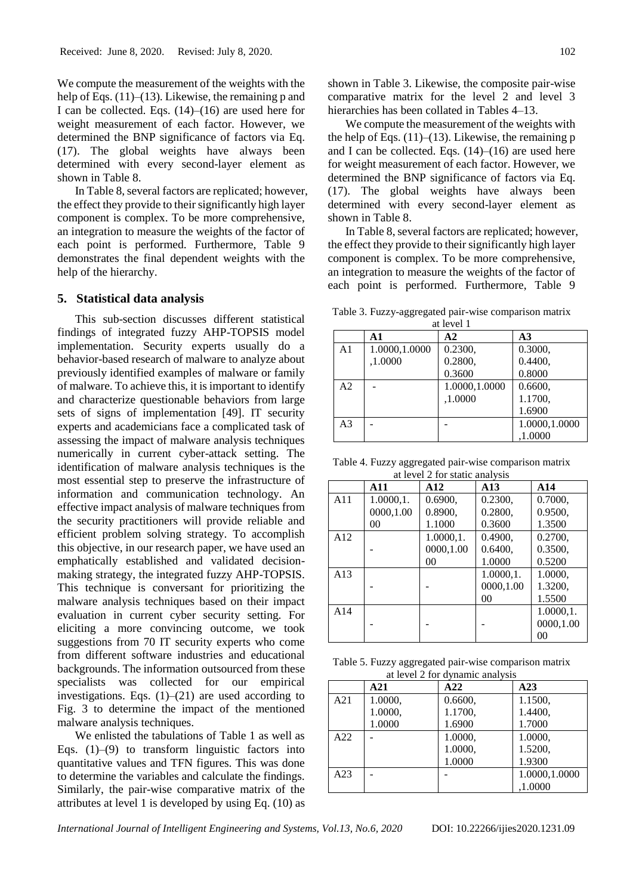We compute the measurement of the weights with the help of Eqs. (11)–(13). Likewise, the remaining p and I can be collected. Eqs. (14)–(16) are used here for weight measurement of each factor. However, we determined the BNP significance of factors via Eq. (17). The global weights have always been determined with every second-layer element as shown in Table 8.

In Table 8, several factors are replicated; however, the effect they provide to their significantly high layer component is complex. To be more comprehensive, an integration to measure the weights of the factor of each point is performed. Furthermore, Table 9 demonstrates the final dependent weights with the help of the hierarchy.

## 5. Statistical data analysis

This sub-section discusses different statistical findings of integrated fuzzy AHP-TOPSIS model implementation. Security experts usually do a behavior-based research of malware to analyze about previously identified examples of malware or family of malware. To achieve this, it is important to identify and characterize questionable behaviors from large sets of signs of implementation [49]. IT security experts and academicians face a complicated task of assessing the impact of malware analysis techniques numerically in current cyber-attack setting. The identification of malware analysis techniques is the most essential step to preserve the infrastructure of information and communication technology. An effective impact analysis of malware techniques from the security practitioners will provide reliable and efficient problem solving strategy. To accomplish this objective, in our research paper, we have used an emphatically established and validated decision-making strategy, the integrated fuzzy AHP-TOPSIS. This technique is conversant for prioritizing the malware analysis techniques based on their impact evaluation in current cyber security setting. For eliciting a more convincing outcome, we took suggestions from 70 IT security experts who come from different software industries and educational backgrounds. The information outsourced from these specialists was collected for our empirical investigations. Eqs. (1)–(21) are used according to Fig. 3 to determine the impact of the mentioned malware analysis techniques.

We enlisted the tabulations of Table 1 as well as Eqs. (1)–(9) to transform linguistic factors into quantitative values and TFN figures. This was done to determine the variables and calculate the findings. Similarly, the pair-wise comparative matrix of the attributes at level 1 is developed by using Eq. (10) as shown in Table 3. Likewise, the composite pair-wise comparative matrix for the level 2 and level 3 hierarchies has been collated in Tables 4–13.

We compute the measurement of the weights with the help of Eqs. (11)–(13). Likewise, the remaining p and I can be collected. Eqs. (14)–(16) are used here for weight measurement of each factor. However, we determined the BNP significance of factors via Eq. (17). The global weights have always been determined with every second-layer element as shown in Table 8.

In Table 8, several factors are replicated; however, the effect they provide to their significantly high layer component is complex. To be more comprehensive, an integration to measure the weights of the factor of each point is performed. Furthermore, Table 9

Table 3. Fuzzy-aggregated pair-wise comparison matrix at level 1

| | A1 | A2 | A3 |
|---|---|---|---|
| A1 | 1.0000,1.0000,1.0000 | 0.2300, 0.2800, 0.3600 | 0.3000, 0.4400, 0.8000 |
| A2 | - | 1.0000,1.0000,1.0000 | 0.6600, 1.1700, 1.6900 |
| A3 | - | - | 1.0000,1.0000,1.0000 |

Table 4. Fuzzy aggregated pair-wise comparison matrix at level 2 for static analysis

| | A11 | A12 | A13 | A14 |
|---|---|---|---|---|
| A11 | 1.0000,1.0000,1.0000 | 0.6900, 0.8900, 1.1000 | 0.2300, 0.2800, 0.3600 | 0.7000, 0.9500, 1.3500 |
| A12 | - | 1.0000,1.0000,1.0000 | 0.4900, 0.6400, 1.0000 | 0.2700, 0.3500, 0.5200 |
| A13 | - | - | 1.0000,1.0000,1.0000 | 1.0000, 1.3200, 1.5500 |
| A14 | - | - | - | 1.0000,1.0000,1.0000 |

Table 5. Fuzzy aggregated pair-wise comparison matrix at level 2 for dynamic analysis

| | A21 | A22 | A23 |
|---|---|---|---|
| A21 | 1.0000, 1.0000, 1.0000 | 0.6600, 1.1700, 1.6900 | 1.1500, 1.4400, 1.7000 |
| A22 | - | 1.0000, 1.0000, 1.0000 | 1.0000, 1.5200, 1.9300 |
| A23 | - | - | 1.0000,1.0000,1.0000 |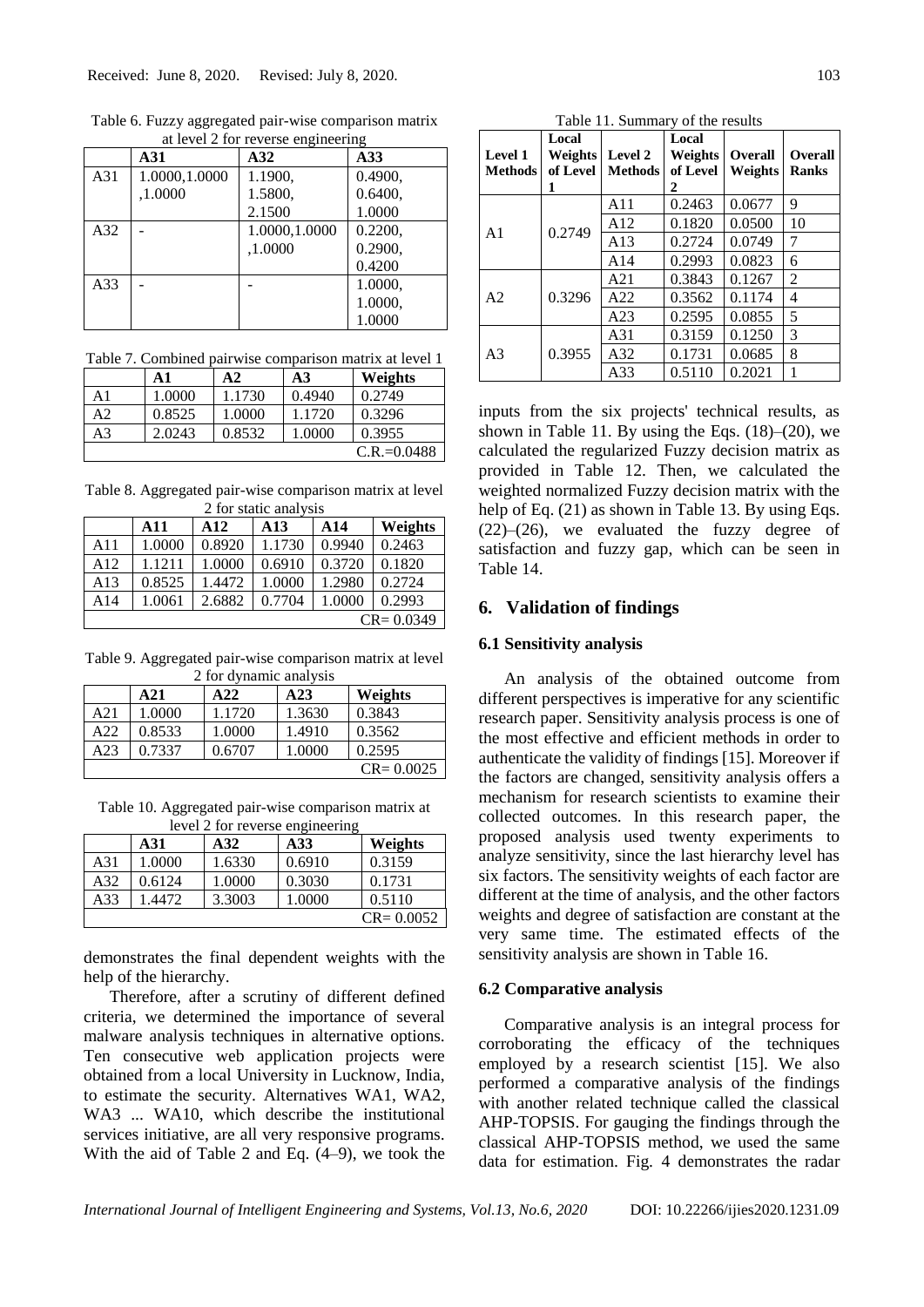Table 6. Fuzzy aggregated pair-wise comparison matrix at level 2 for reverse engineering

| | A31 | A32 | A33 |
|---|---|---|---|
| A31 | 1.0000,1.0000 ,1.0000 | 1.1900, 1.5800, 2.1500 | 0.4900, 0.6400, 1.0000 |
| A32 | - | 1.0000,1.0000 ,1.0000 | 0.2200, 0.2900, 0.4200 |
| A33 | - | - | 1.0000, 1.0000, 1.0000 |

Table 7. Combined pairwise comparison matrix at level 1

| | A1 | A2 | A3 | Weights |
|---|---|---|---|---|
| A1 | 1.0000 | 1.1730 | 0.4940 | 0.2749 |
| A2 | 0.8525 | 1.0000 | 1.1720 | 0.3296 |
| A3 | 2.0243 | 0.8532 | 1.0000 | 0.3955 |
| C.R.=0.0488 | | | | |

Table 8. Aggregated pair-wise comparison matrix at level 2 for static analysis

| | A11 | A12 | A13 | A14 | Weights |
|---|---|---|---|---|---|
| A11 | 1.0000 | 0.8920 | 1.1730 | 0.9940 | 0.2463 |
| A12 | 1.1211 | 1.0000 | 0.6910 | 0.3720 | 0.1820 |
| A13 | 0.8525 | 1.4472 | 1.0000 | 1.2980 | 0.2724 |
| A14 | 1.0061 | 2.6882 | 0.7704 | 1.0000 | 0.2993 |
| CR= 0.0349 | | | | | |

Table 9. Aggregated pair-wise comparison matrix at level 2 for dynamic analysis

| | A21 | A22 | A23 | Weights |
|---|---|---|---|---|
| A21 | 1.0000 | 1.1720 | 1.3630 | 0.3843 |
| A22 | 0.8533 | 1.0000 | 1.4910 | 0.3562 |
| A23 | 0.7337 | 0.6707 | 1.0000 | 0.2595 |
| CR= 0.0025 | | | | |

Table 10. Aggregated pair-wise comparison matrix at level 2 for reverse engineering

| | A31 | A32 | A33 | Weights |
|---|---|---|---|---|
| A31 | 1.0000 | 1.6330 | 0.6910 | 0.3159 |
| A32 | 0.6124 | 1.0000 | 0.3030 | 0.1731 |
| A33 | 1.4472 | 3.3003 | 1.0000 | 0.5110 |
| CR= 0.0052 | | | | |

demonstrates the final dependent weights with the help of the hierarchy.

Therefore, after a scrutiny of different defined criteria, we determined the importance of several malware analysis techniques in alternative options. Ten consecutive web application projects were obtained from a local University in Lucknow, India, to estimate the security. Alternatives WA1, WA2, WA3 ... WA10, which describe the institutional services initiative, are all very responsive programs. With the aid of Table 2 and Eq. (4–9), we took the

Table 11. Summary of the results

| Level 1 Methods | Local Weights of Level 1 | Level 2 Methods | Local Weights of Level 2 | Overall Weights | Overall Ranks |
|---|---|---|---|---|---|
| A1 | 0.2749 | A11 | 0.2463 | 0.0677 | 9 |
| | | A12 | 0.1820 | 0.0500 | 10 |
| | | A13 | 0.2724 | 0.0749 | 7 |
| | | A14 | 0.2993 | 0.0823 | 6 |
| A2 | 0.3296 | A21 | 0.3843 | 0.1267 | 2 |
| | | A22 | 0.3562 | 0.1174 | 4 |
| | | A23 | 0.2595 | 0.0855 | 5 |
| A3 | 0.3955 | A31 | 0.3159 | 0.1250 | 3 |
| | | A32 | 0.1731 | 0.0685 | 8 |
| | | A33 | 0.5110 | 0.2021 | 1 |

inputs from the six projects' technical results, as shown in Table 11. By using the Eqs. (18)–(20), we calculated the regularized Fuzzy decision matrix as provided in Table 12. Then, we calculated the weighted normalized Fuzzy decision matrix with the help of Eq. (21) as shown in Table 13. By using Eqs. (22)–(26), we evaluated the fuzzy degree of satisfaction and fuzzy gap, which can be seen in Table 14.

## 6. Validation of findings

### 6.1 Sensitivity analysis

An analysis of the obtained outcome from different perspectives is imperative for any scientific research paper. Sensitivity analysis process is one of the most effective and efficient methods in order to authenticate the validity of findings [15]. Moreover if the factors are changed, sensitivity analysis offers a mechanism for research scientists to examine their collected outcomes. In this research paper, the proposed analysis used twenty experiments to analyze sensitivity, since the last hierarchy level has six factors. The sensitivity weights of each factor are different at the time of analysis, and the other factors weights and degree of satisfaction are constant at the very same time. The estimated effects of the sensitivity analysis are shown in Table 16.

### 6.2 Comparative analysis

Comparative analysis is an integral process for corroborating the efficacy of the techniques employed by a research scientist [15]. We also performed a comparative analysis of the findings with another related technique called the classical AHP-TOPSIS. For gauging the findings through the classical AHP-TOPSIS method, we used the same data for estimation. Fig. 4 demonstrates the radar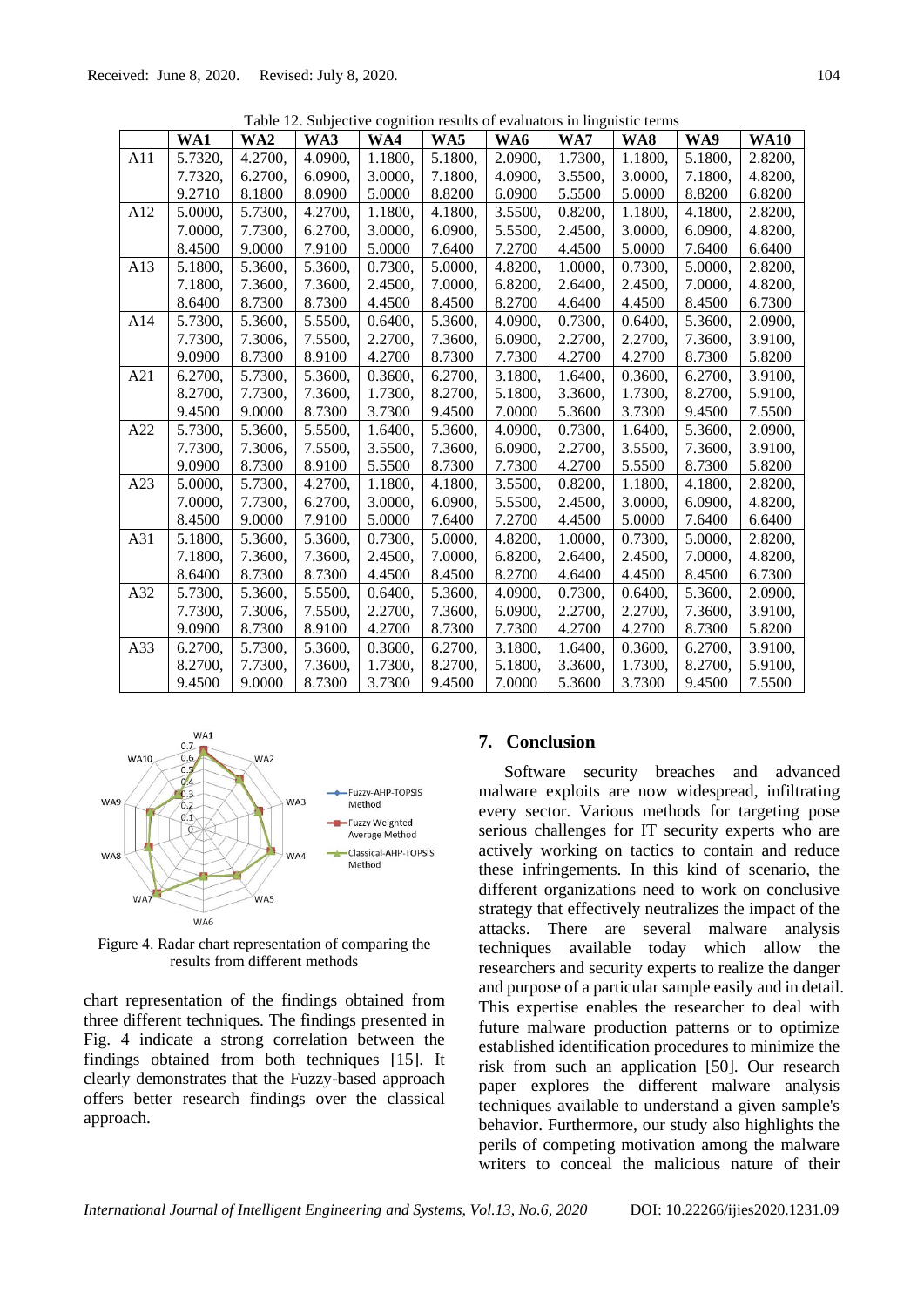Table 12. Subjective cognition results of evaluators in linguistic terms

| | WA1 | WA2 | WA3 | WA4 | WA5 | WA6 | WA7 | WA8 | WA9 | WA10 |
|---|---|---|---|---|---|---|---|---|---|---|
| A11 | 5.7320, 7.7320, 9.2710 | 4.2700, 6.2700, 8.1800 | 4.0900, 6.0900, 8.0900 | 1.1800, 3.0000, 5.0000 | 5.1800, 7.1800, 8.8200 | 2.0900, 4.0900, 6.0900 | 1.7300, 3.5500, 5.5500 | 1.1800, 3.0000, 5.0000 | 5.1800, 7.1800, 8.8200 | 2.8200, 4.8200, 6.8200 |
| A12 | 5.0000, 7.0000, 8.4500 | 5.7300, 7.7300, 9.0000 | 4.2700, 6.2700, 7.9100 | 1.1800, 3.0000, 5.0000 | 4.1800, 6.0900, 7.6400 | 3.5500, 5.5500, 7.2700 | 0.8200, 2.4500, 4.4500 | 1.1800, 3.0000, 5.0000 | 4.1800, 6.0900, 7.6400 | 2.8200, 4.8200, 6.6400 |
| A13 | 5.1800, 7.1800, 8.6400 | 5.3600, 7.3600, 8.7300 | 5.3600, 7.3600, 8.7300 | 0.7300, 2.4500, 4.4500 | 5.0000, 7.0000, 8.4500 | 4.8200, 6.8200, 8.2700 | 1.0000, 2.6400, 4.6400 | 0.7300, 2.4500, 4.4500 | 5.0000, 7.0000, 8.4500 | 2.8200, 4.8200, 6.7300 |
| A14 | 5.7300, 7.7300, 9.0900 | 5.3600, 7.3006, 8.7300 | 5.5500, 7.5500, 8.9100 | 0.6400, 2.2700, 4.2700 | 5.3600, 7.3600, 8.7300 | 4.0900, 6.0900, 7.7300 | 0.7300, 2.2700, 4.2700 | 0.6400, 2.2700, 4.2700 | 5.3600, 7.3600, 8.7300 | 2.0900, 3.9100, 5.8200 |
| A21 | 6.2700, 8.2700, 9.4500 | 5.7300, 7.7300, 9.0000 | 5.3600, 7.3600, 8.7300 | 0.3600, 1.7300, 3.7300 | 6.2700, 8.2700, 9.4500 | 3.1800, 5.1800, 7.0000 | 1.6400, 3.3600, 5.3600 | 0.3600, 1.7300, 3.7300 | 6.2700, 8.2700, 9.4500 | 3.9100, 5.9100, 7.5500 |
| A22 | 5.7300, 7.7300, 9.0900 | 5.3600, 7.3006, 8.7300 | 5.5500, 7.5500, 8.9100 | 1.6400, 3.5500, 5.5500 | 5.3600, 7.3600, 8.7300 | 4.0900, 6.0900, 7.7300 | 0.7300, 2.2700, 4.2700 | 1.6400, 3.5500, 5.5500 | 5.3600, 7.3600, 8.7300 | 2.0900, 3.9100, 5.8200 |
| A23 | 5.0000, 7.0000, 8.4500 | 5.7300, 7.7300, 9.0000 | 4.2700, 6.2700, 7.9100 | 1.1800, 3.0000, 5.0000 | 4.1800, 6.0900, 7.6400 | 3.5500, 5.5500, 7.2700 | 0.8200, 2.4500, 4.4500 | 1.1800, 3.0000, 5.0000 | 4.1800, 6.0900, 7.6400 | 2.8200, 4.8200, 6.6400 |
| A31 | 5.1800, 7.1800, 8.6400 | 5.3600, 7.3600, 8.7300 | 5.3600, 7.3600, 8.7300 | 0.7300, 2.4500, 4.4500 | 5.0000, 7.0000, 8.4500 | 4.8200, 6.8200, 8.2700 | 1.0000, 2.6400, 4.6400 | 0.7300, 2.4500, 4.4500 | 5.0000, 7.0000, 8.4500 | 2.8200, 4.8200, 6.7300 |
| A32 | 5.7300, 7.7300, 9.0900 | 5.3600, 7.3006, 8.7300 | 5.5500, 7.5500, 8.9100 | 0.6400, 2.2700, 4.2700 | 5.3600, 7.3600, 8.7300 | 4.0900, 6.0900, 7.7300 | 0.7300, 2.2700, 4.2700 | 0.6400, 2.2700, 4.2700 | 5.3600, 7.3600, 8.7300 | 2.0900, 3.9100, 5.8200 |
| A33 | 6.2700, 8.2700, 9.4500 | 5.7300, 7.7300, 9.0000 | 5.3600, 7.3600, 8.7300 | 0.3600, 1.7300, 3.7300 | 6.2700, 8.2700, 9.4500 | 3.1800, 5.1800, 7.0000 | 1.6400, 3.3600, 5.3600 | 0.3600, 1.7300, 3.7300 | 6.2700, 8.2700, 9.4500 | 3.9100, 5.9100, 7.5500 |

Figure 4. Radar chart representation of comparing the results from different methods

chart representation of the findings obtained from three different techniques. The findings presented in Fig. 4 indicate a strong correlation between the findings obtained from both techniques [15]. It clearly demonstrates that the Fuzzy-based approach offers better research findings over the classical approach.

## 7. Conclusion

Software security breaches and advanced malware exploits are now widespread, infiltrating every sector. Various methods for targeting pose serious challenges for IT security experts who are actively working on tactics to contain and reduce these infringements. In this kind of scenario, the different organizations need to work on conclusive strategy that effectively neutralizes the impact of the attacks. There are several malware analysis techniques available today which allow the researchers and security experts to realize the danger and purpose of a particular sample easily and in detail. This expertise enables the researcher to deal with future malware production patterns or to optimize established identification procedures to minimize the risk from such an application [50]. Our research paper explores the different malware analysis techniques available to understand a given sample's behavior. Furthermore, our study also highlights the perils of competing motivation among the malware writers to conceal the malicious nature of their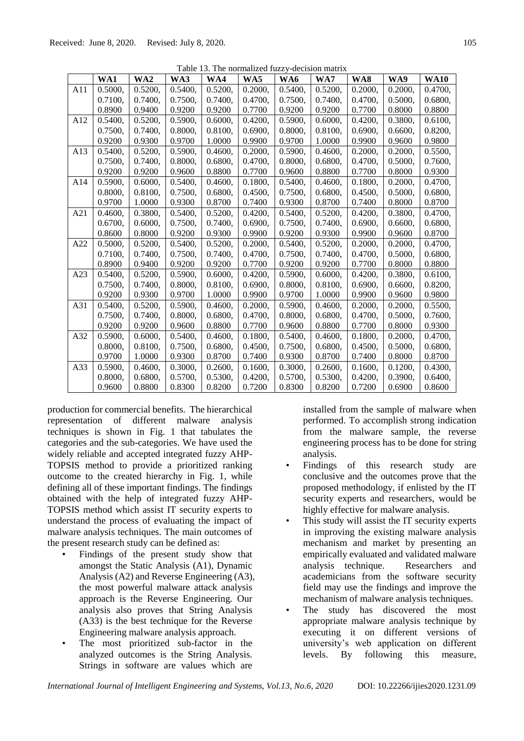Received: June 8, 2020. Revised: July 8, 2020.

Table 13. The normalized fuzzy-decision matrix

| | WA1 | WA2 | WA3 | WA4 | WA5 | WA6 | WA7 | WA8 | WA9 | WA10 |
|---|---|---|---|---|---|---|---|---|---|---|
| A11 | 0.5000, 0.7100, 0.8900 | 0.5200, 0.7400, 0.9400 | 0.5400, 0.7500, 0.9200 | 0.5200, 0.7400, 0.9200 | 0.2000, 0.4700, 0.7700 | 0.5400, 0.7500, 0.9200 | 0.5200, 0.7400, 0.9200 | 0.2000, 0.4700, 0.7700 | 0.2000, 0.5000, 0.8000 | 0.4700, 0.6800, 0.8800 |
| A12 | 0.5400, 0.7500, 0.9200 | 0.5200, 0.7400, 0.9300 | 0.5900, 0.8000, 0.9700 | 0.6000, 0.8100, 1.0000 | 0.4200, 0.6900, 0.9900 | 0.5900, 0.8000, 0.9700 | 0.6000, 0.8100, 1.0000 | 0.4200, 0.6900, 0.9900 | 0.3800, 0.6600, 0.9600 | 0.6100, 0.8200, 0.9800 |
| A13 | 0.5400, 0.7500, 0.9200 | 0.5200, 0.7400, 0.9200 | 0.5900, 0.8000, 0.9600 | 0.4600, 0.6800, 0.8800 | 0.2000, 0.4700, 0.7700 | 0.5900, 0.8000, 0.9600 | 0.4600, 0.6800, 0.8800 | 0.2000, 0.4700, 0.7700 | 0.2000, 0.5000, 0.8000 | 0.5500, 0.7600, 0.9300 |
| A14 | 0.5900, 0.8000, 0.9700 | 0.6000, 0.8100, 1.0000 | 0.5400, 0.7500, 0.9300 | 0.4600, 0.6800, 0.8700 | 0.1800, 0.4500, 0.7400 | 0.5400, 0.7500, 0.9300 | 0.4600, 0.6800, 0.8700 | 0.1800, 0.4500, 0.7400 | 0.2000, 0.5000, 0.8000 | 0.4700, 0.6800, 0.8700 |
| A21 | 0.4600, 0.6700, 0.8600 | 0.3800, 0.6000, 0.8000 | 0.5400, 0.7500, 0.9200 | 0.5200, 0.7400, 0.9300 | 0.4200, 0.6900, 0.9900 | 0.5400, 0.7500, 0.9200 | 0.5200, 0.7400, 0.9300 | 0.4200, 0.6900, 0.9900 | 0.3800, 0.6600, 0.9600 | 0.4700, 0.6800, 0.8700 |
| A22 | 0.5000, 0.7100, 0.8900 | 0.5200, 0.7400, 0.9400 | 0.5400, 0.7500, 0.9200 | 0.5200, 0.7400, 0.9200 | 0.2000, 0.4700, 0.7700 | 0.5400, 0.7500, 0.9200 | 0.5200, 0.7400, 0.9200 | 0.2000, 0.4700, 0.7700 | 0.2000, 0.5000, 0.8000 | 0.4700, 0.6800, 0.8800 |
| A23 | 0.5400, 0.7500, 0.9200 | 0.5200, 0.7400, 0.9300 | 0.5900, 0.8000, 0.9700 | 0.6000, 0.8100, 1.0000 | 0.4200, 0.6900, 0.9900 | 0.5900, 0.8000, 0.9700 | 0.6000, 0.8100, 1.0000 | 0.4200, 0.6900, 0.9900 | 0.3800, 0.6600, 0.9600 | 0.6100, 0.8200, 0.9800 |
| A31 | 0.5400, 0.7500, 0.9200 | 0.5200, 0.7400, 0.9200 | 0.5900, 0.8000, 0.9600 | 0.4600, 0.6800, 0.8800 | 0.2000, 0.4700, 0.7700 | 0.5900, 0.8000, 0.9600 | 0.4600, 0.6800, 0.8800 | 0.2000, 0.4700, 0.7700 | 0.2000, 0.5000, 0.8000 | 0.5500, 0.7600, 0.9300 |
| A32 | 0.5900, 0.8000, 0.9700 | 0.6000, 0.8100, 1.0000 | 0.5400, 0.7500, 0.9300 | 0.4600, 0.6800, 0.8700 | 0.1800, 0.4500, 0.7400 | 0.5400, 0.7500, 0.9300 | 0.4600, 0.6800, 0.8700 | 0.1800, 0.4500, 0.7400 | 0.2000, 0.5000, 0.8000 | 0.4700, 0.6800, 0.8700 |
| A33 | 0.5900, 0.8000, 0.9600 | 0.4600, 0.6800, 0.8800 | 0.3000, 0.5700, 0.8300 | 0.2600, 0.5300, 0.8200 | 0.1600, 0.4200, 0.7200 | 0.3000, 0.5700, 0.8300 | 0.2600, 0.5300, 0.8200 | 0.1600, 0.4200, 0.7200 | 0.1200, 0.3900, 0.6900 | 0.4300, 0.6400, 0.8600 |

production for commercial benefits. The hierarchical representation of different malware analysis techniques is shown in Fig. 1 that tabulates the categories and the sub-categories. We have used the widely reliable and accepted integrated fuzzy AHP-TOPSIS method to provide a prioritized ranking outcome to the created hierarchy in Fig. 1, while defining all of these important findings. The findings obtained with the help of integrated fuzzy AHP-TOPSIS method which assist IT security experts to understand the process of evaluating the impact of malware analysis techniques. The main outcomes of the present research study can be defined as:

- Findings of the present study show that amongst the Static Analysis (A1), Dynamic Analysis (A2) and Reverse Engineering (A3), the most powerful malware attack analysis approach is the Reverse Engineering. Our analysis also proves that String Analysis (A33) is the best technique for the Reverse Engineering malware analysis approach.
- The most prioritized sub-factor in the analyzed outcomes is the String Analysis. Strings in software are values which are installed from the sample of malware when performed. To accomplish strong indication from the malware sample, the reverse engineering process has to be done for string analysis.
- Findings of this research study are conclusive and the outcomes prove that the proposed methodology, if enlisted by the IT security experts and researchers, would be highly effective for malware analysis.
- This study will assist the IT security experts in improving the existing malware analysis mechanism and market by presenting an empirically evaluated and validated malware analysis technique. Researchers and academicians from the software security field may use the findings and improve the mechanism of malware analysis techniques.
- The study has discovered the most appropriate malware analysis technique by executing it on different versions of university's web application on different levels. By following this measure,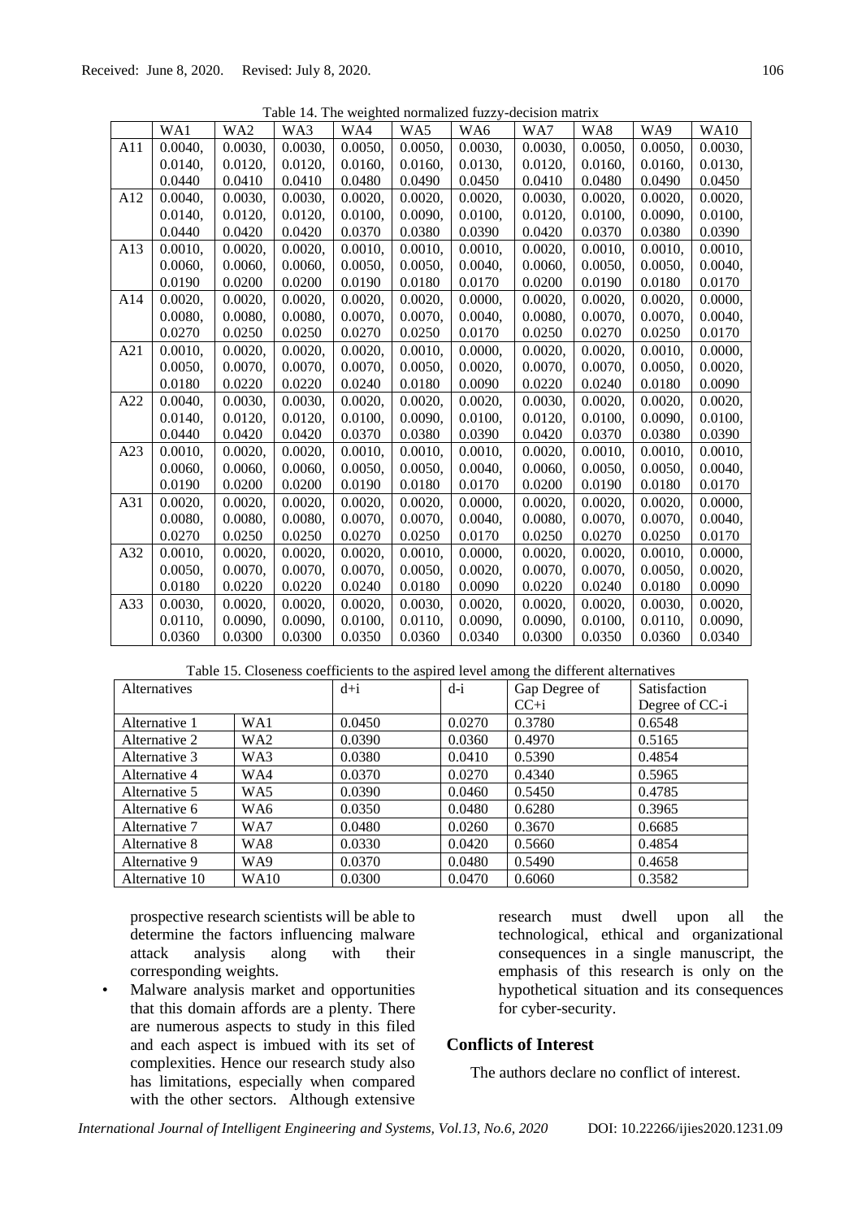Table 14. The weighted normalized fuzzy-decision matrix

| | WA1 | WA2 | WA3 | WA4 | WA5 | WA6 | WA7 | WA8 | WA9 | WA10 |
|---|---|---|---|---|---|---|---|---|---|---|
| A11 | 0.0040, 0.0140, 0.0440 | 0.0030, 0.0120, 0.0410 | 0.0030, 0.0120, 0.0410 | 0.0050, 0.0160, 0.0480 | 0.0050, 0.0160, 0.0490 | 0.0030, 0.0130, 0.0450 | 0.0030, 0.0120, 0.0410 | 0.0050, 0.0160, 0.0480 | 0.0050, 0.0160, 0.0490 | 0.0030, 0.0130, 0.0450 |
| A12 | 0.0040, 0.0140, 0.0440 | 0.0030, 0.0120, 0.0420 | 0.0030, 0.0120, 0.0420 | 0.0020, 0.0100, 0.0370 | 0.0020, 0.0090, 0.0380 | 0.0020, 0.0100, 0.0390 | 0.0030, 0.0120, 0.0420 | 0.0020, 0.0100, 0.0370 | 0.0020, 0.0090, 0.0380 | 0.0020, 0.0100, 0.0390 |
| A13 | 0.0010, 0.0060, 0.0190 | 0.0020, 0.0060, 0.0200 | 0.0020, 0.0060, 0.0200 | 0.0010, 0.0050, 0.0190 | 0.0010, 0.0050, 0.0180 | 0.0010, 0.0040, 0.0170 | 0.0020, 0.0060, 0.0200 | 0.0010, 0.0050, 0.0190 | 0.0010, 0.0050, 0.0180 | 0.0010, 0.0040, 0.0170 |
| A14 | 0.0020, 0.0080, 0.0270 | 0.0020, 0.0080, 0.0250 | 0.0020, 0.0080, 0.0250 | 0.0020, 0.0070, 0.0270 | 0.0020, 0.0070, 0.0250 | 0.0000, 0.0040, 0.0170 | 0.0020, 0.0080, 0.0250 | 0.0020, 0.0070, 0.0270 | 0.0020, 0.0070, 0.0250 | 0.0000, 0.0040, 0.0170 |
| A21 | 0.0010, 0.0050, 0.0180 | 0.0020, 0.0070, 0.0220 | 0.0020, 0.0070, 0.0220 | 0.0020, 0.0070, 0.0240 | 0.0010, 0.0050, 0.0180 | 0.0000, 0.0020, 0.0090 | 0.0020, 0.0070, 0.0220 | 0.0020, 0.0070, 0.0240 | 0.0010, 0.0050, 0.0180 | 0.0000, 0.0020, 0.0090 |
| A22 | 0.0040, 0.0140, 0.0440 | 0.0030, 0.0120, 0.0420 | 0.0030, 0.0120, 0.0420 | 0.0020, 0.0100, 0.0370 | 0.0020, 0.0090, 0.0380 | 0.0020, 0.0100, 0.0390 | 0.0030, 0.0120, 0.0420 | 0.0020, 0.0100, 0.0370 | 0.0020, 0.0090, 0.0380 | 0.0020, 0.0100, 0.0390 |
| A23 | 0.0010, 0.0060, 0.0190 | 0.0020, 0.0060, 0.0200 | 0.0020, 0.0060, 0.0200 | 0.0010, 0.0050, 0.0190 | 0.0010, 0.0050, 0.0180 | 0.0010, 0.0040, 0.0170 | 0.0020, 0.0060, 0.0200 | 0.0010, 0.0050, 0.0190 | 0.0010, 0.0050, 0.0180 | 0.0010, 0.0040, 0.0170 |
| A31 | 0.0020, 0.0080, 0.0270 | 0.0020, 0.0080, 0.0250 | 0.0020, 0.0080, 0.0250 | 0.0020, 0.0070, 0.0270 | 0.0020, 0.0070, 0.0250 | 0.0000, 0.0040, 0.0170 | 0.0020, 0.0080, 0.0250 | 0.0020, 0.0070, 0.0270 | 0.0020, 0.0070, 0.0250 | 0.0000, 0.0040, 0.0170 |
| A32 | 0.0010, 0.0050, 0.0180 | 0.0020, 0.0070, 0.0220 | 0.0020, 0.0070, 0.0220 | 0.0020, 0.0070, 0.0240 | 0.0010, 0.0050, 0.0180 | 0.0000, 0.0020, 0.0090 | 0.0020, 0.0070, 0.0220 | 0.0020, 0.0070, 0.0240 | 0.0010, 0.0050, 0.0180 | 0.0000, 0.0020, 0.0090 |
| A33 | 0.0030, 0.0110, 0.0360 | 0.0020, 0.0090, 0.0300 | 0.0020, 0.0090, 0.0300 | 0.0020, 0.0100, 0.0350 | 0.0030, 0.0110, 0.0360 | 0.0020, 0.0090, 0.0340 | 0.0020, 0.0090, 0.0300 | 0.0020, 0.0100, 0.0350 | 0.0030, 0.0110, 0.0360 | 0.0020, 0.0090, 0.0340 |

Table 15. Closeness coefficients to the aspired level among the different alternatives

| Alternatives | | d+i | d-i | Gap Degree of CC+i | Satisfaction Degree of CC-i |
|---|---|---|---|---|---|
| Alternative 1 | WA1 | 0.0450 | 0.0270 | 0.3780 | 0.6548 |
| Alternative 2 | WA2 | 0.0390 | 0.0360 | 0.4970 | 0.5165 |
| Alternative 3 | WA3 | 0.0380 | 0.0410 | 0.5390 | 0.4854 |
| Alternative 4 | WA4 | 0.0370 | 0.0270 | 0.4340 | 0.5965 |
| Alternative 5 | WA5 | 0.0390 | 0.0460 | 0.5450 | 0.4785 |
| Alternative 6 | WA6 | 0.0350 | 0.0480 | 0.6280 | 0.3965 |
| Alternative 7 | WA7 | 0.0480 | 0.0260 | 0.3670 | 0.6685 |
| Alternative 8 | WA8 | 0.0330 | 0.0420 | 0.5660 | 0.4854 |
| Alternative 9 | WA9 | 0.0370 | 0.0480 | 0.5490 | 0.4658 |
| Alternative 10 | WA10 | 0.0300 | 0.0470 | 0.6060 | 0.3582 |

prospective research scientists will be able to determine the factors influencing malware attack analysis along with their corresponding weights.

- Malware analysis market and opportunities that this domain affords are a plenty. There are numerous aspects to study in this filed and each aspect is imbued with its set of complexities. Hence our research study also has limitations, especially when compared with the other sectors. Although extensive research must dwell upon all the technological, ethical and organizational consequences in a single manuscript, the emphasis of this research is only on the hypothetical situation and its consequences for cyber-security.

## Conflicts of Interest

The authors declare no conflict of interest.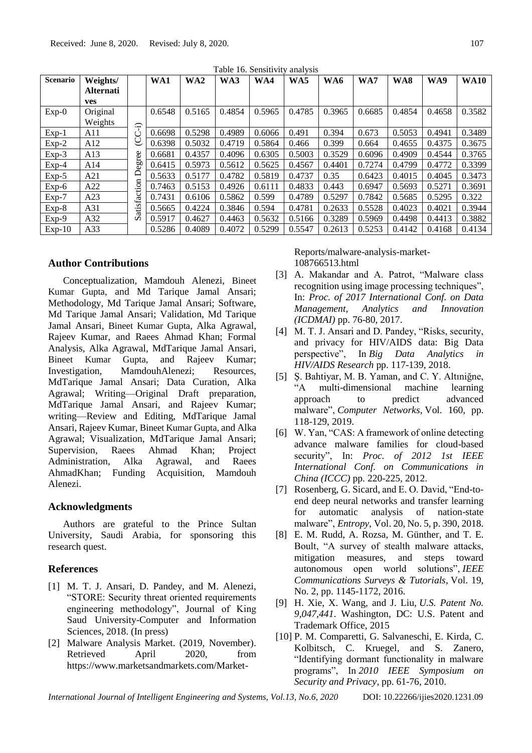Table 16. Sensitivity analysis

| Scenario | Weights/ Alternatives | | WA1 | WA2 | WA3 | WA4 | WA5 | WA6 | WA7 | WA8 | WA9 | WA10 |
|---|---|---|---|---|---|---|---|---|---|---|---|---|
| Exp-0 | Original Weights | Satisfaction Degree (CC-i) | 0.6548 | 0.5165 | 0.4854 | 0.5965 | 0.4785 | 0.3965 | 0.6685 | 0.4854 | 0.4658 | 0.3582 |
| Exp-1 | A11 | | 0.6698 | 0.5298 | 0.4989 | 0.6066 | 0.491 | 0.394 | 0.673 | 0.5053 | 0.4941 | 0.3489 |
| Exp-2 | A12 | | 0.6398 | 0.5032 | 0.4719 | 0.5864 | 0.466 | 0.399 | 0.664 | 0.4655 | 0.4375 | 0.3675 |
| Exp-3 | A13 | | 0.6681 | 0.4357 | 0.4096 | 0.6305 | 0.5003 | 0.3529 | 0.6096 | 0.4909 | 0.4544 | 0.3765 |
| Exp-4 | A14 | | 0.6415 | 0.5973 | 0.5612 | 0.5625 | 0.4567 | 0.4401 | 0.7274 | 0.4799 | 0.4772 | 0.3399 |
| Exp-5 | A21 | | 0.5633 | 0.5177 | 0.4782 | 0.5819 | 0.4737 | 0.35 | 0.6423 | 0.4015 | 0.4045 | 0.3473 |
| Exp-6 | A22 | | 0.7463 | 0.5153 | 0.4926 | 0.6111 | 0.4833 | 0.443 | 0.6947 | 0.5693 | 0.5271 | 0.3691 |
| Exp-7 | A23 | | 0.7431 | 0.6106 | 0.5862 | 0.599 | 0.4789 | 0.5297 | 0.7842 | 0.5685 | 0.5295 | 0.322 |
| Exp-8 | A31 | | 0.5665 | 0.4224 | 0.3846 | 0.594 | 0.4781 | 0.2633 | 0.5528 | 0.4023 | 0.4021 | 0.3944 |
| Exp-9 | A32 | | 0.5917 | 0.4627 | 0.4463 | 0.5632 | 0.5166 | 0.3289 | 0.5969 | 0.4498 | 0.4413 | 0.3882 |
| Exp-10 | A33 | | 0.5286 | 0.4089 | 0.4072 | 0.5299 | 0.5547 | 0.2613 | 0.5253 | 0.4142 | 0.4168 | 0.4134 |

## Author Contributions

Conceptualization, Mamdouh Alenezi, Bineet Kumar Gupta, and Md Tarique Jamal Ansari; Methodology, Md Tarique Jamal Ansari; Software, Md Tarique Jamal Ansari; Validation, Md Tarique Jamal Ansari, Bineet Kumar Gupta, Alka Agrawal, Rajeev Kumar, and Raees Ahmad Khan; Formal Analysis, Alka Agrawal, MdTarique Jamal Ansari, Bineet Kumar Gupta, and Rajeev Kumar; Investigation, MamdouhAlenezi; Resources, MdTarique Jamal Ansari; Data Curation, Alka Agrawal; Writing—Original Draft preparation, MdTarique Jamal Ansari, and Rajeev Kumar; writing—Review and Editing, MdTarique Jamal Ansari, Rajeev Kumar, Bineet Kumar Gupta, and Alka Agrawal; Visualization, MdTarique Jamal Ansari; Supervision, Raees Ahmad Khan; Project Administration, Alka Agrawal, and Raees AhmadKhan; Funding Acquisition, Mamdouh Alenezi.

## Acknowledgments

Authors are grateful to the Prince Sultan University, Saudi Arabia, for sponsoring this research quest.

## References

[1] M. T. J. Ansari, D. Pandey, and M. Alenezi, "STORE: Security threat oriented requirements engineering methodology", Journal of King Saud University-Computer and Information Sciences, 2018. (In press)

[2] Malware Analysis Market. (2019, November). Retrieved April 2020, from https://www.marketsandmarkets.com/Market-Reports/malware-analysis-market-108766513.html

[3] A. Makandar and A. Patrot, "Malware class recognition using image processing techniques", In: *Proc. of 2017 International Conf. on Data Management, Analytics and Innovation (ICDMAI)* pp. 76-80, 2017.

[4] M. T. J. Ansari and D. Pandey, "Risks, security, and privacy for HIV/AIDS data: Big Data perspective", In *Big Data Analytics in HIV/AIDS Research* pp. 117-139, 2018.

[5] Ş. Bahtiyar, M. B. Yaman, and C. Y. Altıniğne, "A multi-dimensional machine learning approach to predict advanced malware", *Computer Networks*, Vol. 160, pp. 118-129, 2019.

[6] W. Yan, "CAS: A framework of online detecting advance malware families for cloud-based security", In: *Proc. of 2012 1st IEEE International Conf. on Communications in China (ICCC)* pp. 220-225, 2012.

[7] Rosenberg, G. Sicard, and E. O. David, "End-to-end deep neural networks and transfer learning for automatic analysis of nation-state malware", *Entropy*, Vol. 20, No. 5, p. 390, 2018.

[8] E. M. Rudd, A. Rozsa, M. Günther, and T. E. Boult, "A survey of stealth malware attacks, mitigation measures, and steps toward autonomous open world solutions", *IEEE Communications Surveys & Tutorials*, Vol. 19, No. 2, pp. 1145-1172, 2016.

[9] H. Xie, X. Wang, and J. Liu, *U.S. Patent No. 9,047,441*. Washington, DC: U.S. Patent and Trademark Office, 2015

[10] P. M. Comparetti, G. Salvaneschi, E. Kirda, C. Kolbitsch, C. Kruegel, and S. Zanero, "Identifying dormant functionality in malware programs", In *2010 IEEE Symposium on Security and Privacy*, pp. 61-76, 2010.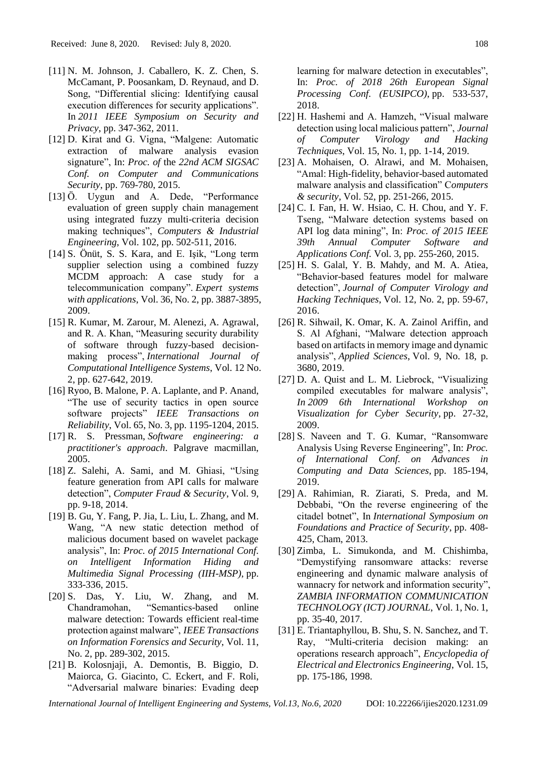[11] N. M. Johnson, J. Caballero, K. Z. Chen, S. McCamant, P. Poosankam, D. Reynaud, and D. Song, "Differential slicing: Identifying causal execution differences for security applications". In *2011 IEEE Symposium on Security and Privacy*, pp. 347-362, 2011.

[12] D. Kirat and G. Vigna, "Malgene: Automatic extraction of malware analysis evasion signature", In: *Proc. of* the *22nd ACM SIGSAC Conf. on Computer and Communications Security*, pp. 769-780, 2015.

[13] Ö. Uygun and A. Dede, "Performance evaluation of green supply chain management using integrated fuzzy multi-criteria decision making techniques", *Computers & Industrial Engineering*, Vol. 102, pp. 502-511, 2016.

[14] S. Önüt, S. S. Kara, and E. Işik, "Long term supplier selection using a combined fuzzy MCDM approach: A case study for a telecommunication company". *Expert systems with applications*, Vol. 36, No. 2, pp. 3887-3895, 2009.

[15] R. Kumar, M. Zarour, M. Alenezi, A. Agrawal, and R. A. Khan, "Measuring security durability of software through fuzzy-based decision-making process", *International Journal of Computational Intelligence Systems*, Vol. 12 No. 2, pp. 627-642, 2019.

[16] Ryoo, B. Malone, P. A. Laplante, and P. Anand, "The use of security tactics in open source software projects" *IEEE Transactions on Reliability*, Vol. 65, No. 3, pp. 1195-1204, 2015.

[17] R. S. Pressman, *Software engineering: a practitioner's approach*. Palgrave macmillan, 2005.

[18] Z. Salehi, A. Sami, and M. Ghiasi, "Using feature generation from API calls for malware detection", *Computer Fraud & Security*, Vol. 9, pp. 9-18, 2014.

[19] B. Gu, Y. Fang, P. Jia, L. Liu, L. Zhang, and M. Wang, "A new static detection method of malicious document based on wavelet package analysis", In: *Proc. of 2015 International Conf. on Intelligent Information Hiding and Multimedia Signal Processing (IIH-MSP)*, pp. 333-336, 2015.

[20] S. Das, Y. Liu, W. Zhang, and M. Chandramohan, "Semantics-based online malware detection: Towards efficient real-time protection against malware", *IEEE Transactions on Information Forensics and Security*, Vol. 11, No. 2, pp. 289-302, 2015.

[21] B. Kolosnjaji, A. Demontis, B. Biggio, D. Maiorca, G. Giacinto, C. Eckert, and F. Roli, "Adversarial malware binaries: Evading deep learning for malware detection in executables", In: *Proc. of 2018 26th European Signal Processing Conf. (EUSIPCO)*, pp. 533-537, 2018.

[22] H. Hashemi and A. Hamzeh, "Visual malware detection using local malicious pattern", *Journal of Computer Virology and Hacking Techniques*, Vol. 15, No. 1, pp. 1-14, 2019.

[23] A. Mohaisen, O. Alrawi, and M. Mohaisen, "Amal: High-fidelity, behavior-based automated malware analysis and classification" *Computers & security*, Vol. 52, pp. 251-266, 2015.

[24] C. I. Fan, H. W. Hsiao, C. H. Chou, and Y. F. Tseng, "Malware detection systems based on API log data mining", In: *Proc. of 2015 IEEE 39th Annual Computer Software and Applications Conf.* Vol. 3, pp. 255-260, 2015.

[25] H. S. Galal, Y. B. Mahdy, and M. A. Atiea, "Behavior-based features model for malware detection", *Journal of Computer Virology and Hacking Techniques*, Vol. 12, No. 2, pp. 59-67, 2016.

[26] R. Sihwail, K. Omar, K. A. Zainol Ariffin, and S. Al Afghani, "Malware detection approach based on artifacts in memory image and dynamic analysis", *Applied Sciences*, Vol. 9, No. 18, p. 3680, 2019.

[27] D. A. Quist and L. M. Liebrock, "Visualizing compiled executables for malware analysis", *In 2009 6th International Workshop on Visualization for Cyber Security*, pp. 27-32, 2009.

[28] S. Naveen and T. G. Kumar, "Ransomware Analysis Using Reverse Engineering", In: *Proc. of International Conf. on Advances in Computing and Data Sciences*, pp. 185-194, 2019.

[29] A. Rahimian, R. Ziarati, S. Preda, and M. Debbabi, "On the reverse engineering of the citadel botnet", In *International Symposium on Foundations and Practice of Security*, pp. 408-425, Cham, 2013.

[30] Zimba, L. Simukonda, and M. Chishimba, "Demystifying ransomware attacks: reverse engineering and dynamic malware analysis of wannacry for network and information security", *ZAMBIA INFORMATION COMMUNICATION TECHNOLOGY (ICT) JOURNAL*, Vol. 1, No. 1, pp. 35-40, 2017.

[31] E. Triantaphyllou, B. Shu, S. N. Sanchez, and T. Ray, "Multi-criteria decision making: an operations research approach", *Encyclopedia of Electrical and Electronics Engineering*, Vol. 15, pp. 175-186, 1998.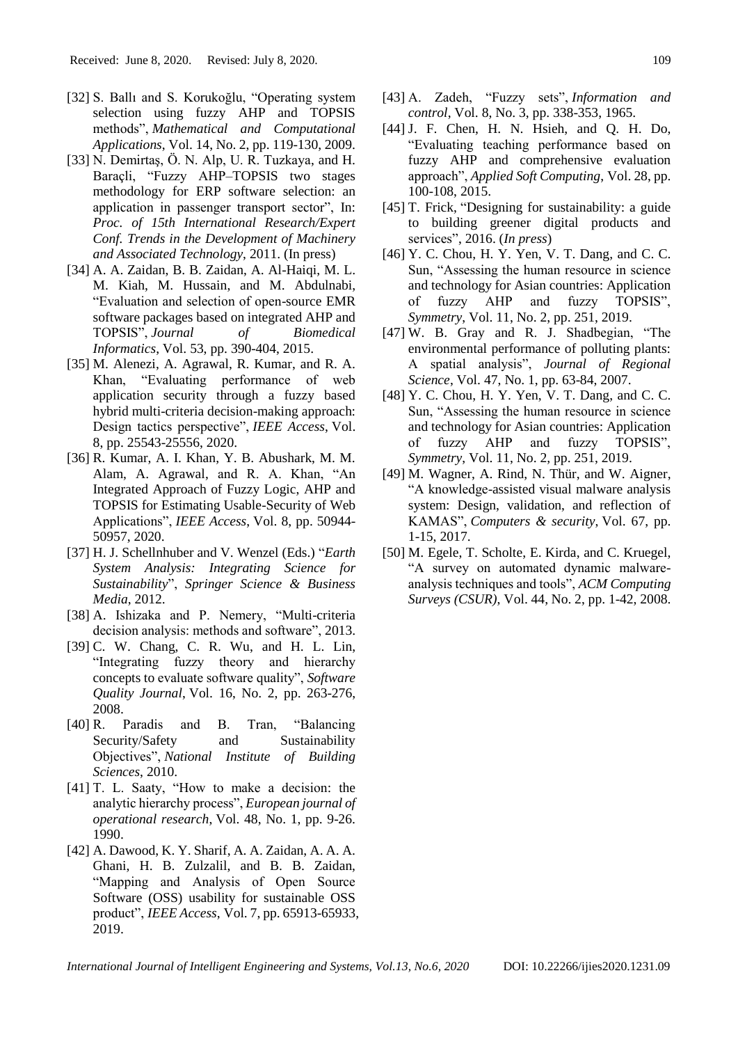[32] S. Ballı and S. Korukoğlu, "Operating system selection using fuzzy AHP and TOPSIS methods", *Mathematical and Computational Applications*, Vol. 14, No. 2, pp. 119-130, 2009.

[33] N. Demirtaş, Ö. N. Alp, U. R. Tuzkaya, and H. Baraçli, "Fuzzy AHP–TOPSIS two stages methodology for ERP software selection: an application in passenger transport sector", In: *Proc. of 15th International Research/Expert Conf. Trends in the Development of Machinery and Associated Technology*, 2011. (In press)

[34] A. A. Zaidan, B. B. Zaidan, A. Al-Haiqi, M. L. M. Kiah, M. Hussain, and M. Abdulnabi, "Evaluation and selection of open-source EMR software packages based on integrated AHP and TOPSIS", *Journal of Biomedical Informatics*, Vol. 53, pp. 390-404, 2015.

[35] M. Alenezi, A. Agrawal, R. Kumar, and R. A. Khan, "Evaluating performance of web application security through a fuzzy based hybrid multi-criteria decision-making approach: Design tactics perspective", *IEEE Access*, Vol. 8, pp. 25543-25556, 2020.

[36] R. Kumar, A. I. Khan, Y. B. Abushark, M. M. Alam, A. Agrawal, and R. A. Khan, "An Integrated Approach of Fuzzy Logic, AHP and TOPSIS for Estimating Usable-Security of Web Applications", *IEEE Access*, Vol. 8, pp. 50944-50957, 2020.

[37] H. J. Schellnhuber and V. Wenzel (Eds.) "*Earth System Analysis: Integrating Science for Sustainability*", *Springer Science & Business Media*, 2012.

[38] A. Ishizaka and P. Nemery, "Multi-criteria decision analysis: methods and software", 2013.

[39] C. W. Chang, C. R. Wu, and H. L. Lin, "Integrating fuzzy theory and hierarchy concepts to evaluate software quality", *Software Quality Journal*, Vol. 16, No. 2, pp. 263-276, 2008.

[40] R. Paradis and B. Tran, "Balancing Security/Safety and Sustainability Objectives", *National Institute of Building Sciences*, 2010.

[41] T. L. Saaty, "How to make a decision: the analytic hierarchy process", *European journal of operational research*, Vol. 48, No. 1, pp. 9-26. 1990.

[42] A. Dawood, K. Y. Sharif, A. A. Zaidan, A. A. A. Ghani, H. B. Zulzalil, and B. B. Zaidan, "Mapping and Analysis of Open Source Software (OSS) usability for sustainable OSS product", *IEEE Access*, Vol. 7, pp. 65913-65933, 2019.

[43] A. Zadeh, "Fuzzy sets", *Information and control*, Vol. 8, No. 3, pp. 338-353, 1965.

[44] J. F. Chen, H. N. Hsieh, and Q. H. Do, "Evaluating teaching performance based on fuzzy AHP and comprehensive evaluation approach", *Applied Soft Computing*, Vol. 28, pp. 100-108, 2015.

[45] T. Frick, "Designing for sustainability: a guide to building greener digital products and services", 2016. (*In press*)

[46] Y. C. Chou, H. Y. Yen, V. T. Dang, and C. C. Sun, "Assessing the human resource in science and technology for Asian countries: Application of fuzzy AHP and fuzzy TOPSIS", *Symmetry*, Vol. 11, No. 2, pp. 251, 2019.

[47] W. B. Gray and R. J. Shadbegian, "The environmental performance of polluting plants: A spatial analysis", *Journal of Regional Science*, Vol. 47, No. 1, pp. 63-84, 2007.

[48] Y. C. Chou, H. Y. Yen, V. T. Dang, and C. C. Sun, "Assessing the human resource in science and technology for Asian countries: Application of fuzzy AHP and fuzzy TOPSIS", *Symmetry*, Vol. 11, No. 2, pp. 251, 2019.

[49] M. Wagner, A. Rind, N. Thür, and W. Aigner, "A knowledge-assisted visual malware analysis system: Design, validation, and reflection of KAMAS", *Computers & security*, Vol. 67, pp. 1-15, 2017.

[50] M. Egele, T. Scholte, E. Kirda, and C. Kruegel, "A survey on automated dynamic malware-analysis techniques and tools", *ACM Computing Surveys (CSUR)*, Vol. 44, No. 2, pp. 1-42, 2008.